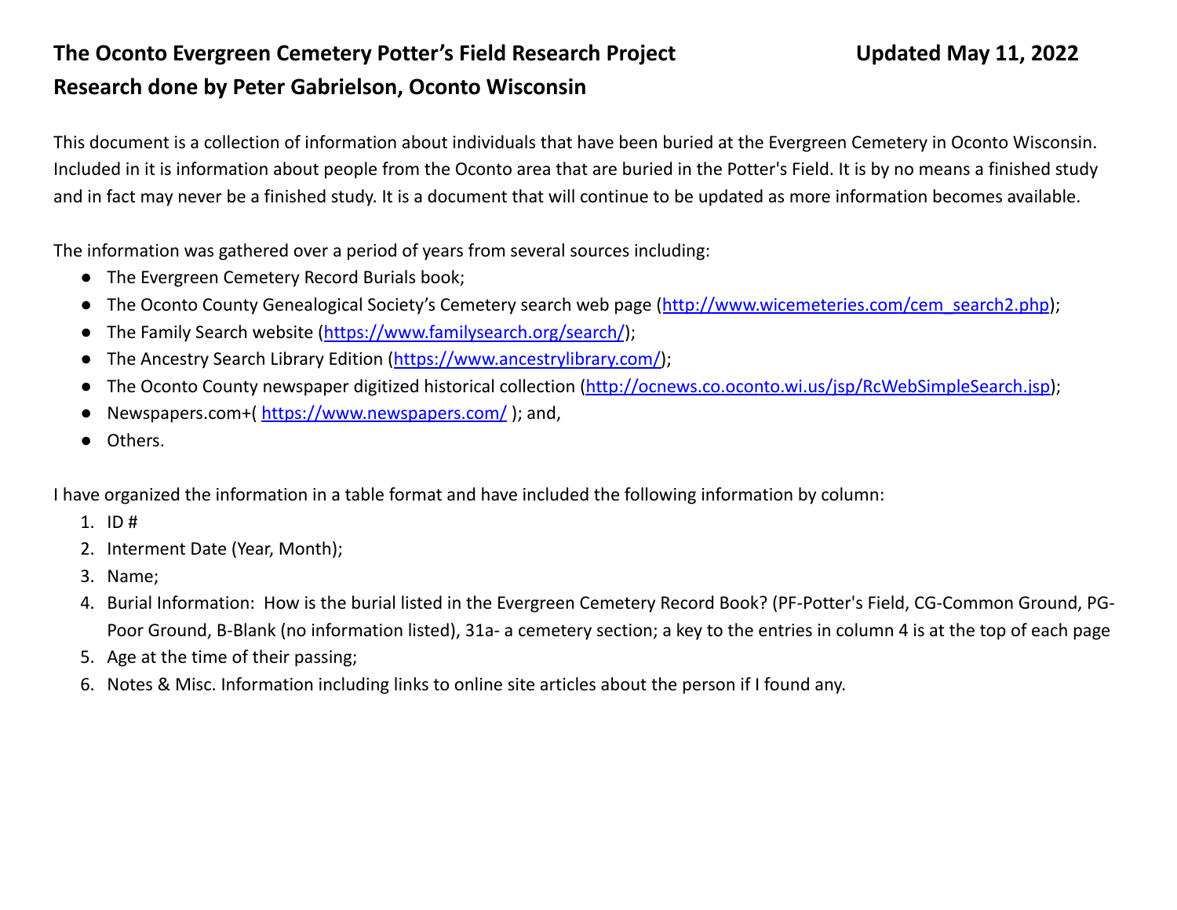**The Oconto Evergreen Cemetery Potter's Field Research Project** **Updated May 11, 2022**

**Research done by Peter Gabrielson, Oconto Wisconsin**

This document is a collection of information about individuals that have been buried at the Evergreen Cemetery in Oconto Wisconsin. Included in it is information about people from the Oconto area that are buried in the Potter's Field. It is by no means a finished study and in fact may never be a finished study. It is a document that will continue to be updated as more information becomes available.

The information was gathered over a period of years from several sources including:

- The Evergreen Cemetery Record Burials book;
- The Oconto County Genealogical Society's Cemetery search web page (http://www.wicemeteries.com/cem_search2.php);
- The Family Search website (https://www.familysearch.org/search/);
- The Ancestry Search Library Edition (https://www.ancestrylibrary.com/);
- The Oconto County newspaper digitized historical collection (http://ocnews.co.oconto.wi.us/jsp/RcWebSimpleSearch.jsp);
- Newspapers.com+( https://www.newspapers.com/ ); and,
- Others.

I have organized the information in a table format and have included the following information by column:

1. ID #
2. Interment Date (Year, Month);
3. Name;
4. Burial Information: How is the burial listed in the Evergreen Cemetery Record Book? (PF-Potter's Field, CG-Common Ground, PG-Poor Ground, B-Blank (no information listed), 31a- a cemetery section; a key to the entries in column 4 is at the top of each page
5. Age at the time of their passing;
6. Notes & Misc. Information including links to online site articles about the person if I found any.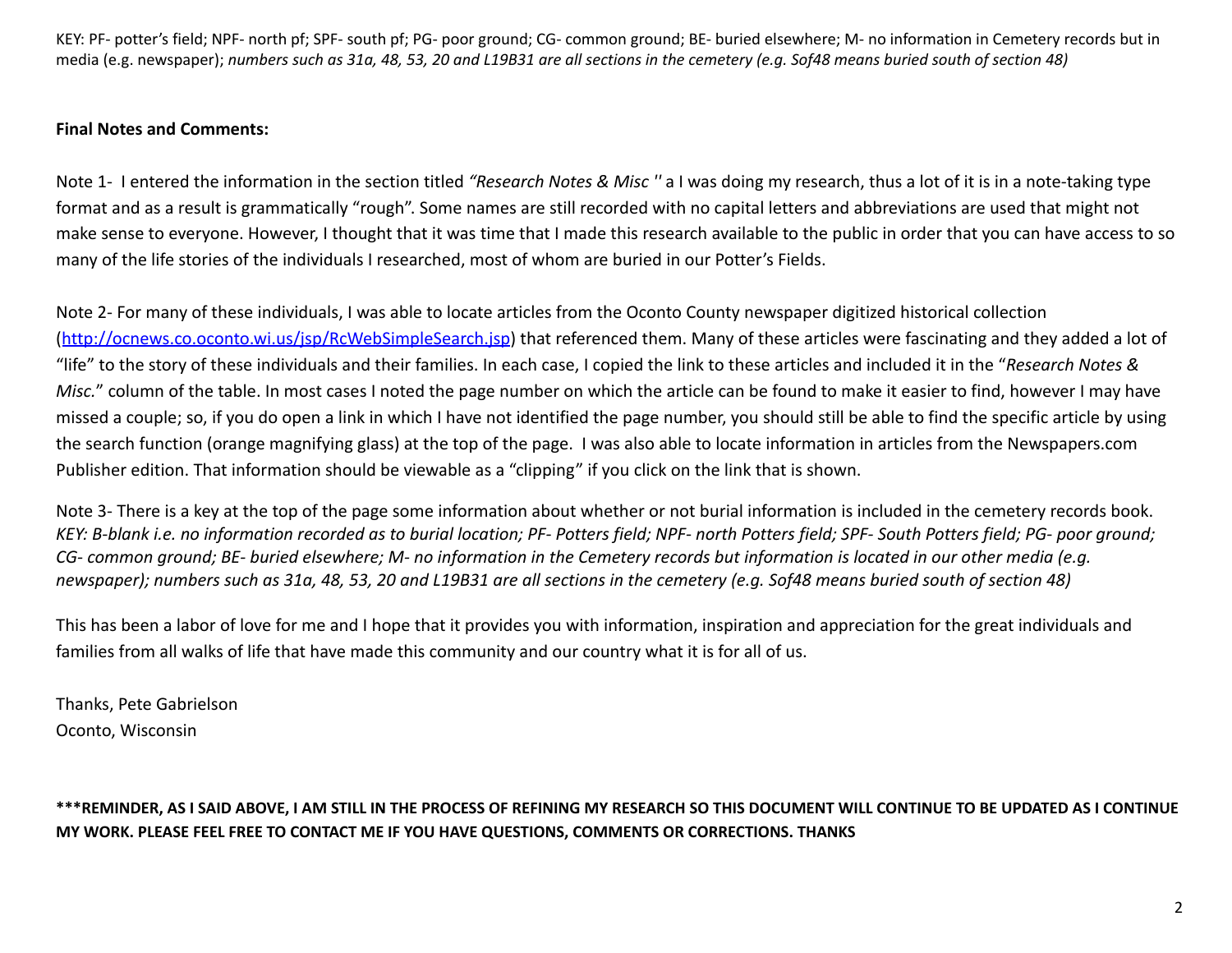KEY: PF- potter's field; NPF- north pf; SPF- south pf; PG- poor ground; CG- common ground; BE- buried elsewhere; M- no information in Cemetery records but in media (e.g. newspaper); *numbers such as 31a, 48, 53, 20 and L19B31 are all sections in the cemetery (e.g. Sof48 means buried south of section 48)*

**Final Notes and Comments:**

Note 1- I entered the information in the section titled *"Research Notes & Misc* '' a I was doing my research, thus a lot of it is in a note-taking type format and as a result is grammatically "rough". Some names are still recorded with no capital letters and abbreviations are used that might not make sense to everyone. However, I thought that it was time that I made this research available to the public in order that you can have access to so many of the life stories of the individuals I researched, most of whom are buried in our Potter's Fields.

Note 2- For many of these individuals, I was able to locate articles from the Oconto County newspaper digitized historical collection (http://ocnews.co.oconto.wi.us/jsp/RcWebSimpleSearch.jsp) that referenced them. Many of these articles were fascinating and they added a lot of "life" to the story of these individuals and their families. In each case, I copied the link to these articles and included it in the "*Research Notes & Misc.*" column of the table. In most cases I noted the page number on which the article can be found to make it easier to find, however I may have missed a couple; so, if you do open a link in which I have not identified the page number, you should still be able to find the specific article by using the search function (orange magnifying glass) at the top of the page. I was also able to locate information in articles from the Newspapers.com Publisher edition. That information should be viewable as a "clipping" if you click on the link that is shown.

Note 3- There is a key at the top of the page some information about whether or not burial information is included in the cemetery records book. *KEY: B-blank i.e. no information recorded as to burial location; PF- Potters field; NPF- north Potters field; SPF- South Potters field; PG- poor ground; CG- common ground; BE- buried elsewhere; M- no information in the Cemetery records but information is located in our other media (e.g. newspaper); numbers such as 31a, 48, 53, 20 and L19B31 are all sections in the cemetery (e.g. Sof48 means buried south of section 48)*

This has been a labor of love for me and I hope that it provides you with information, inspiration and appreciation for the great individuals and families from all walks of life that have made this community and our country what it is for all of us.

Thanks, Pete Gabrielson
Oconto, Wisconsin

**\*\*\*REMINDER, AS I SAID ABOVE, I AM STILL IN THE PROCESS OF REFINING MY RESEARCH SO THIS DOCUMENT WILL CONTINUE TO BE UPDATED AS I CONTINUE MY WORK. PLEASE FEEL FREE TO CONTACT ME IF YOU HAVE QUESTIONS, COMMENTS OR CORRECTIONS. THANKS**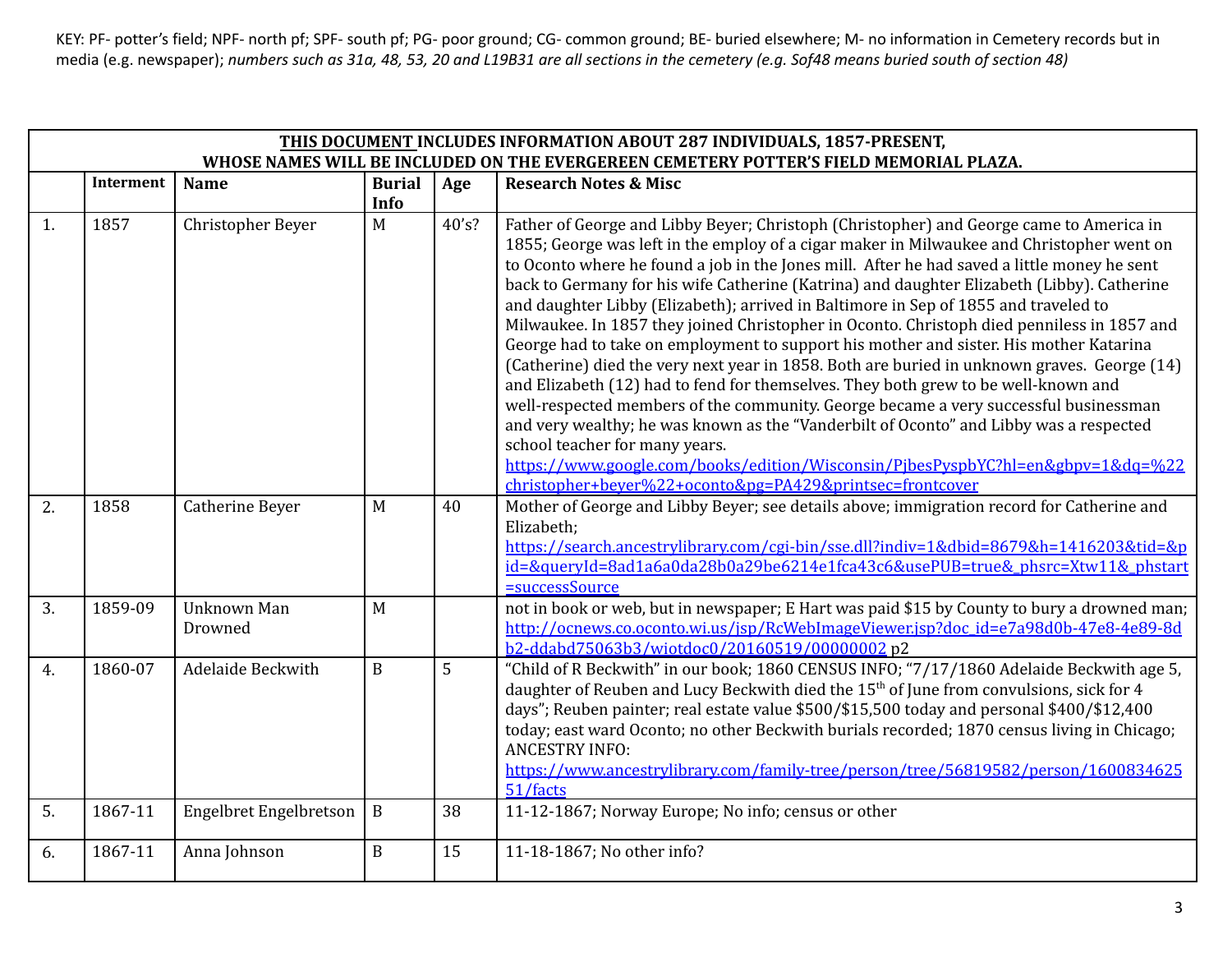KEY: PF- potter's field; NPF- north pf; SPF- south pf; PG- poor ground; CG- common ground; BE- buried elsewhere; M- no information in Cemetery records but in media (e.g. newspaper); *numbers such as 31a, 48, 53, 20 and L19B31 are all sections in the cemetery (e.g. Sof48 means buried south of section 48)*

| THIS DOCUMENT INCLUDES INFORMATION ABOUT 287 INDIVIDUALS, 1857-PRESENT, WHOSE NAMES WILL BE INCLUDED ON THE EVERGEREEN CEMETERY POTTER'S FIELD MEMORIAL PLAZA. | | | | | |
|---|---|---|---|---|---|
| | **Interment** | **Name** | **Burial Info** | **Age** | **Research Notes & Misc** |
| 1. | 1857 | Christopher Beyer | M | 40's? | Father of George and Libby Beyer; Christoph (Christopher) and George came to America in 1855; George was left in the employ of a cigar maker in Milwaukee and Christopher went on to Oconto where he found a job in the Jones mill. After he had saved a little money he sent back to Germany for his wife Catherine (Katrina) and daughter Elizabeth (Libby). Catherine and daughter Libby (Elizabeth); arrived in Baltimore in Sep of 1855 and traveled to Milwaukee. In 1857 they joined Christopher in Oconto. Christoph died penniless in 1857 and George had to take on employment to support his mother and sister. His mother Katarina (Catherine) died the very next year in 1858. Both are buried in unknown graves. George (14) and Elizabeth (12) had to fend for themselves. They both grew to be well-known and well-respected members of the community. George became a very successful businessman and very wealthy; he was known as the "Vanderbilt of Oconto" and Libby was a respected school teacher for many years. https://www.google.com/books/edition/Wisconsin/PjbesPyspbYC?hl=en&gbpv=1&dq=%22christopher+beyer%22+oconto&pg=PA429&printsec=frontcover |
| 2. | 1858 | Catherine Beyer | M | 40 | Mother of George and Libby Beyer; see details above; immigration record for Catherine and Elizabeth; https://search.ancestrylibrary.com/cgi-bin/sse.dll?indiv=1&dbid=8679&h=1416203&tid=&pid=&queryId=8ad1a6a0da28b0a29be6214e1fca43c6&usePUB=true&_phsrc=Xtw11&_phstart=successSource |
| 3. | 1859-09 | Unknown Man Drowned | M | | not in book or web, but in newspaper; E Hart was paid $15 by County to bury a drowned man; http://ocnews.co.oconto.wi.us/jsp/RcWebImageViewer.jsp?doc_id=e7a98d0b-47e8-4e89-8db2-ddabd75063b3/wiotdoc0/20160519/00000002 p2 |
| 4. | 1860-07 | Adelaide Beckwith | B | 5 | "Child of R Beckwith" in our book; 1860 CENSUS INFO; "7/17/1860 Adelaide Beckwith age 5, daughter of Reuben and Lucy Beckwith died the 15th of June from convulsions, sick for 4 days"; Reuben painter; real estate value $500/$15,500 today and personal $400/$12,400 today; east ward Oconto; no other Beckwith burials recorded; 1870 census living in Chicago; ANCESTRY INFO: https://www.ancestrylibrary.com/family-tree/person/tree/56819582/person/160083462551/facts |
| 5. | 1867-11 | Engelbret Engelbretson | B | 38 | 11-12-1867; Norway Europe; No info; census or other |
| 6. | 1867-11 | Anna Johnson | B | 15 | 11-18-1867; No other info? |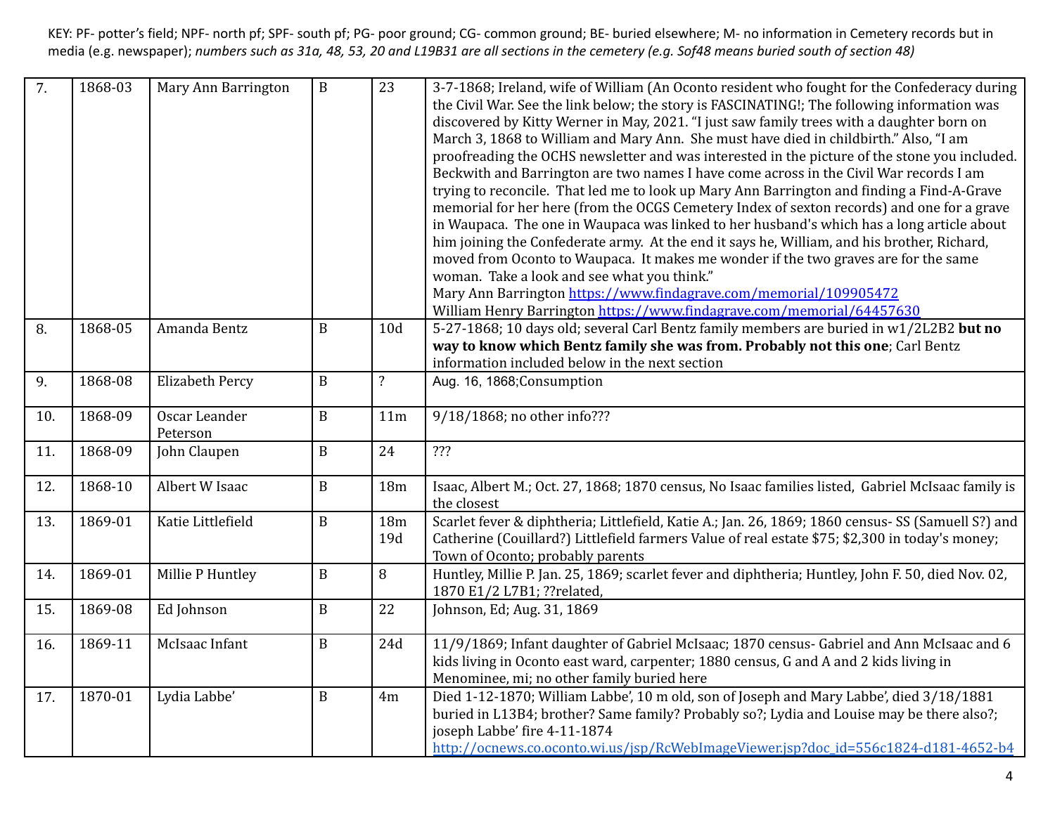KEY: PF- potter's field; NPF- north pf; SPF- south pf; PG- poor ground; CG- common ground; BE- buried elsewhere; M- no information in Cemetery records but in media (e.g. newspaper); *numbers such as 31a, 48, 53, 20 and L19B31 are all sections in the cemetery (e.g. Sof48 means buried south of section 48)*

| | | | | | |
|---|---|---|---|---|---|
| 7. | 1868-03 | Mary Ann Barrington | B | 23 | 3-7-1868; Ireland, wife of William (An Oconto resident who fought for the Confederacy during the Civil War. See the link below; the story is FASCINATING!; The following information was discovered by Kitty Werner in May, 2021. "I just saw family trees with a daughter born on March 3, 1868 to William and Mary Ann. She must have died in childbirth." Also, "I am proofreading the OCHS newsletter and was interested in the picture of the stone you included. Beckwith and Barrington are two names I have come across in the Civil War records I am trying to reconcile. That led me to look up Mary Ann Barrington and finding a Find-A-Grave memorial for her here (from the OCGS Cemetery Index of sexton records) and one for a grave in Waupaca. The one in Waupaca was linked to her husband's which has a long article about him joining the Confederate army. At the end it says he, William, and his brother, Richard, moved from Oconto to Waupaca. It makes me wonder if the two graves are for the same woman. Take a look and see what you think." Mary Ann Barrington https://www.findagrave.com/memorial/109905472 William Henry Barrington https://www.findagrave.com/memorial/64457630 |
| 8. | 1868-05 | Amanda Bentz | B | 10d | 5-27-1868; 10 days old; several Carl Bentz family members are buried in w1/2L2B2 **but no way to know which Bentz family she was from. Probably not this one**; Carl Bentz information included below in the next section |
| 9. | 1868-08 | Elizabeth Percy | B | ? | Aug. 16, 1868;Consumption |
| 10. | 1868-09 | Oscar Leander Peterson | B | 11m | 9/18/1868; no other info??? |
| 11. | 1868-09 | John Claupen | B | 24 | ??? |
| 12. | 1868-10 | Albert W Isaac | B | 18m | Isaac, Albert M.; Oct. 27, 1868; 1870 census, No Isaac families listed, Gabriel McIsaac family is the closest |
| 13. | 1869-01 | Katie Littlefield | B | 18m 19d | Scarlet fever & diphtheria; Littlefield, Katie A.; Jan. 26, 1869; 1860 census- SS (Samuell S?) and Catherine (Couillard?) Littlefield farmers Value of real estate $75; $2,300 in today's money; Town of Oconto; probably parents |
| 14. | 1869-01 | Millie P Huntley | B | 8 | Huntley, Millie P. Jan. 25, 1869; scarlet fever and diphtheria; Huntley, John F. 50, died Nov. 02, 1870 E1/2 L7B1; ??related, |
| 15. | 1869-08 | Ed Johnson | B | 22 | Johnson, Ed; Aug. 31, 1869 |
| 16. | 1869-11 | McIsaac Infant | B | 24d | 11/9/1869; Infant daughter of Gabriel McIsaac; 1870 census- Gabriel and Ann McIsaac and 6 kids living in Oconto east ward, carpenter; 1880 census, G and A and 2 kids living in Menominee, mi; no other family buried here |
| 17. | 1870-01 | Lydia Labbe' | B | 4m | Died 1-12-1870; William Labbe', 10 m old, son of Joseph and Mary Labbe', died 3/18/1881 buried in L13B4; brother? Same family? Probably so?; Lydia and Louise may be there also?; joseph Labbe' fire 4-11-1874 http://ocnews.co.oconto.wi.us/jsp/RcWebImageViewer.jsp?doc_id=556c1824-d181-4652-b4 |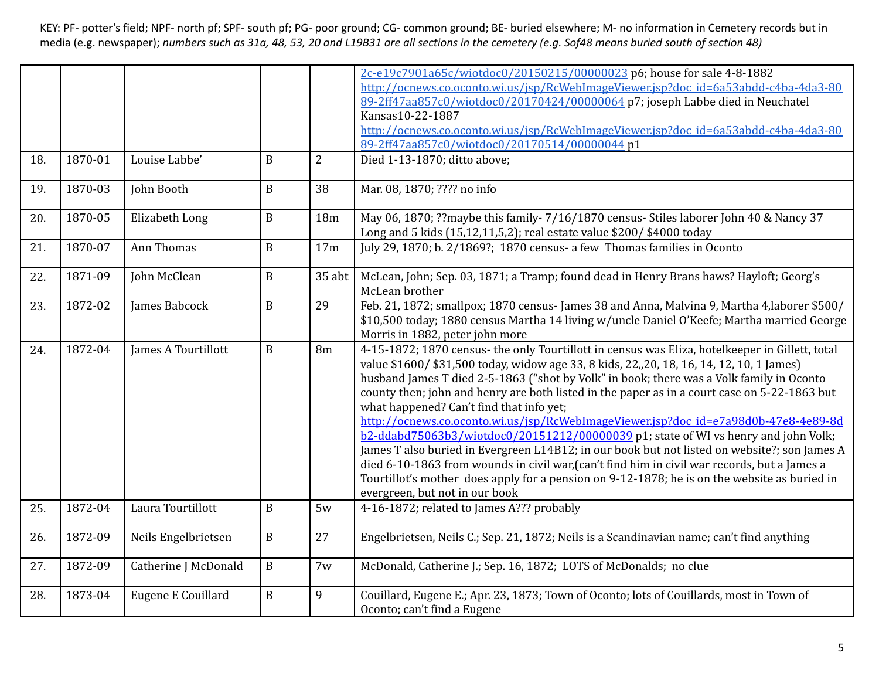KEY: PF- potter's field; NPF- north pf; SPF- south pf; PG- poor ground; CG- common ground; BE- buried elsewhere; M- no information in Cemetery records but in media (e.g. newspaper); *numbers such as 31a, 48, 53, 20 and L19B31 are all sections in the cemetery (e.g. Sof48 means buried south of section 48)*

| | | | | | |
|---|---|---|---|---|---|
| | | | | | 2c-e19c7901a65c/wiotdoc0/20150215/00000023 p6; house for sale 4-8-1882 http://ocnews.co.oconto.wi.us/jsp/RcWebImageViewer.jsp?doc_id=6a53abdd-c4ba-4da3-8089-2ff47aa857c0/wiotdoc0/20170424/00000064 p7; joseph Labbe died in Neuchatel Kansas10-22-1887 http://ocnews.co.oconto.wi.us/jsp/RcWebImageViewer.jsp?doc_id=6a53abdd-c4ba-4da3-8089-2ff47aa857c0/wiotdoc0/20170514/00000044 p1 |
| 18. | 1870-01 | Louise Labbe' | B | 2 | Died 1-13-1870; ditto above; |
| 19. | 1870-03 | John Booth | B | 38 | Mar. 08, 1870; ???? no info |
| 20. | 1870-05 | Elizabeth Long | B | 18m | May 06, 1870; ??maybe this family- 7/16/1870 census- Stiles laborer John 40 & Nancy 37 Long and 5 kids (15,12,11,5,2); real estate value $200/ $4000 today |
| 21. | 1870-07 | Ann Thomas | B | 17m | July 29, 1870; b. 2/1869?; 1870 census- a few Thomas families in Oconto |
| 22. | 1871-09 | John McClean | B | 35 abt | McLean, John; Sep. 03, 1871; a Tramp; found dead in Henry Brans haws? Hayloft; Georg's McLean brother |
| 23. | 1872-02 | James Babcock | B | 29 | Feb. 21, 1872; smallpox; 1870 census- James 38 and Anna, Malvina 9, Martha 4,laborer $500/ $10,500 today; 1880 census Martha 14 living w/uncle Daniel O'Keefe; Martha married George Morris in 1882, peter john more |
| 24. | 1872-04 | James A Tourtillott | B | 8m | 4-15-1872; 1870 census- the only Tourtillott in census was Eliza, hotelkeeper in Gillett, total value $1600/ $31,500 today, widow age 33, 8 kids, 22,,20, 18, 16, 14, 12, 10, 1 James) husband James T died 2-5-1863 ("shot by Volk" in book; there was a Volk family in Oconto county then; john and henry are both listed in the paper as in a court case on 5-22-1863 but what happened? Can't find that info yet; http://ocnews.co.oconto.wi.us/jsp/RcWebImageViewer.jsp?doc_id=e7a98d0b-47e8-4e89-8db2-ddabd75063b3/wiotdoc0/20151212/00000039 p1; state of WI vs henry and john Volk; James T also buried in Evergreen L14B12; in our book but not listed on website?; son James A died 6-10-1863 from wounds in civil war,(can't find him in civil war records, but a James a Tourtillot's mother does apply for a pension on 9-12-1878; he is on the website as buried in evergreen, but not in our book |
| 25. | 1872-04 | Laura Tourtillott | B | 5w | 4-16-1872; related to James A??? probably |
| 26. | 1872-09 | Neils Engelbrietsen | B | 27 | Engelbrietsen, Neils C.; Sep. 21, 1872; Neils is a Scandinavian name; can't find anything |
| 27. | 1872-09 | Catherine J McDonald | B | 7w | McDonald, Catherine J.; Sep. 16, 1872; LOTS of McDonalds; no clue |
| 28. | 1873-04 | Eugene E Couillard | B | 9 | Couillard, Eugene E.; Apr. 23, 1873; Town of Oconto; lots of Couillards, most in Town of Oconto; can't find a Eugene |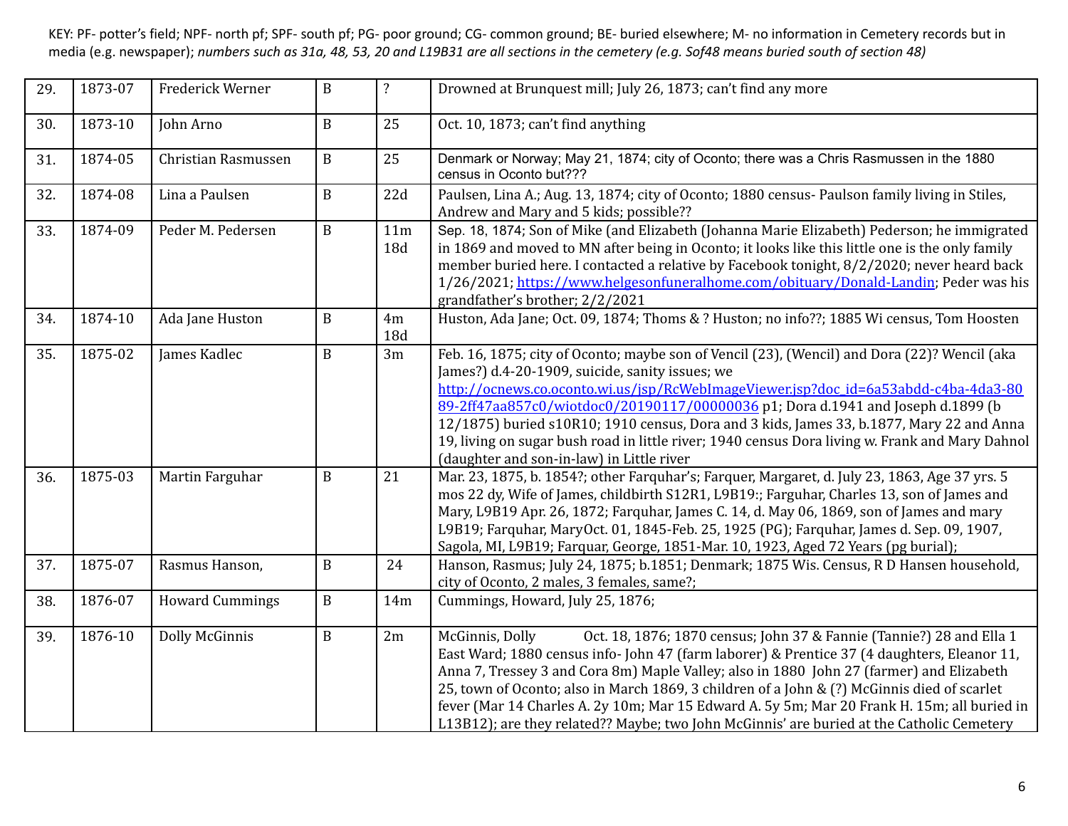KEY: PF- potter's field; NPF- north pf; SPF- south pf; PG- poor ground; CG- common ground; BE- buried elsewhere; M- no information in Cemetery records but in media (e.g. newspaper); *numbers such as 31a, 48, 53, 20 and L19B31 are all sections in the cemetery (e.g. Sof48 means buried south of section 48)*

| | | | | | |
|---|---|---|---|---|---|
| 29. | 1873-07 | Frederick Werner | B | ? | Drowned at Brunquest mill; July 26, 1873; can't find any more |
| 30. | 1873-10 | John Arno | B | 25 | Oct. 10, 1873; can't find anything |
| 31. | 1874-05 | Christian Rasmussen | B | 25 | Denmark or Norway; May 21, 1874; city of Oconto; there was a Chris Rasmussen in the 1880 census in Oconto but??? |
| 32. | 1874-08 | Lina a Paulsen | B | 22d | Paulsen, Lina A.; Aug. 13, 1874; city of Oconto; 1880 census- Paulson family living in Stiles, Andrew and Mary and 5 kids; possible?? |
| 33. | 1874-09 | Peder M. Pedersen | B | 11m 18d | Sep. 18, 1874; Son of Mike (and Elizabeth (Johanna Marie Elizabeth) Pederson; he immigrated in 1869 and moved to MN after being in Oconto; it looks like this little one is the only family member buried here. I contacted a relative by Facebook tonight, 8/2/2020; never heard back 1/26/2021; https://www.helgesonfuneralhome.com/obituary/Donald-Landin; Peder was his grandfather's brother; 2/2/2021 |
| 34. | 1874-10 | Ada Jane Huston | B | 4m 18d | Huston, Ada Jane; Oct. 09, 1874; Thoms & ? Huston; no info??; 1885 Wi census, Tom Hoosten |
| 35. | 1875-02 | James Kadlec | B | 3m | Feb. 16, 1875; city of Oconto; maybe son of Vencil (23), (Wencil) and Dora (22)? Wencil (aka James?) d.4-20-1909, suicide, sanity issues; we http://ocnews.co.oconto.wi.us/jsp/RcWebImageViewer.jsp?doc_id=6a53abdd-c4ba-4da3-8089-2ff47aa857c0/wiotdoc0/20190117/00000036 p1; Dora d.1941 and Joseph d.1899 (b 12/1875) buried s10R10; 1910 census, Dora and 3 kids, James 33, b.1877, Mary 22 and Anna 19, living on sugar bush road in little river; 1940 census Dora living w. Frank and Mary Dahnol (daughter and son-in-law) in Little river |
| 36. | 1875-03 | Martin Farguhar | B | 21 | Mar. 23, 1875, b. 1854?; other Farquhar's; Farquer, Margaret, d. July 23, 1863, Age 37 yrs. 5 mos 22 dy, Wife of James, childbirth S12R1, L9B19:; Farguhar, Charles 13, son of James and Mary, L9B19 Apr. 26, 1872; Farquhar, James C. 14, d. May 06, 1869, son of James and mary L9B19; Farquhar, MaryOct. 01, 1845-Feb. 25, 1925 (PG); Farquhar, James d. Sep. 09, 1907, Sagola, MI, L9B19; Farquar, George, 1851-Mar. 10, 1923, Aged 72 Years (pg burial); |
| 37. | 1875-07 | Rasmus Hanson, | B | 24 | Hanson, Rasmus; July 24, 1875; b.1851; Denmark; 1875 Wis. Census, R D Hansen household, city of Oconto, 2 males, 3 females, same?; |
| 38. | 1876-07 | Howard Cummings | B | 14m | Cummings, Howard, July 25, 1876; |
| 39. | 1876-10 | Dolly McGinnis | B | 2m | McGinnis, Dolly Oct. 18, 1876; 1870 census; John 37 & Fannie (Tannie?) 28 and Ella 1 East Ward; 1880 census info- John 47 (farm laborer) & Prentice 37 (4 daughters, Eleanor 11, Anna 7, Tressey 3 and Cora 8m) Maple Valley; also in 1880 John 27 (farmer) and Elizabeth 25, town of Oconto; also in March 1869, 3 children of a John & (?) McGinnis died of scarlet fever (Mar 14 Charles A. 2y 10m; Mar 15 Edward A. 5y 5m; Mar 20 Frank H. 15m; all buried in L13B12); are they related?? Maybe; two John McGinnis' are buried at the Catholic Cemetery |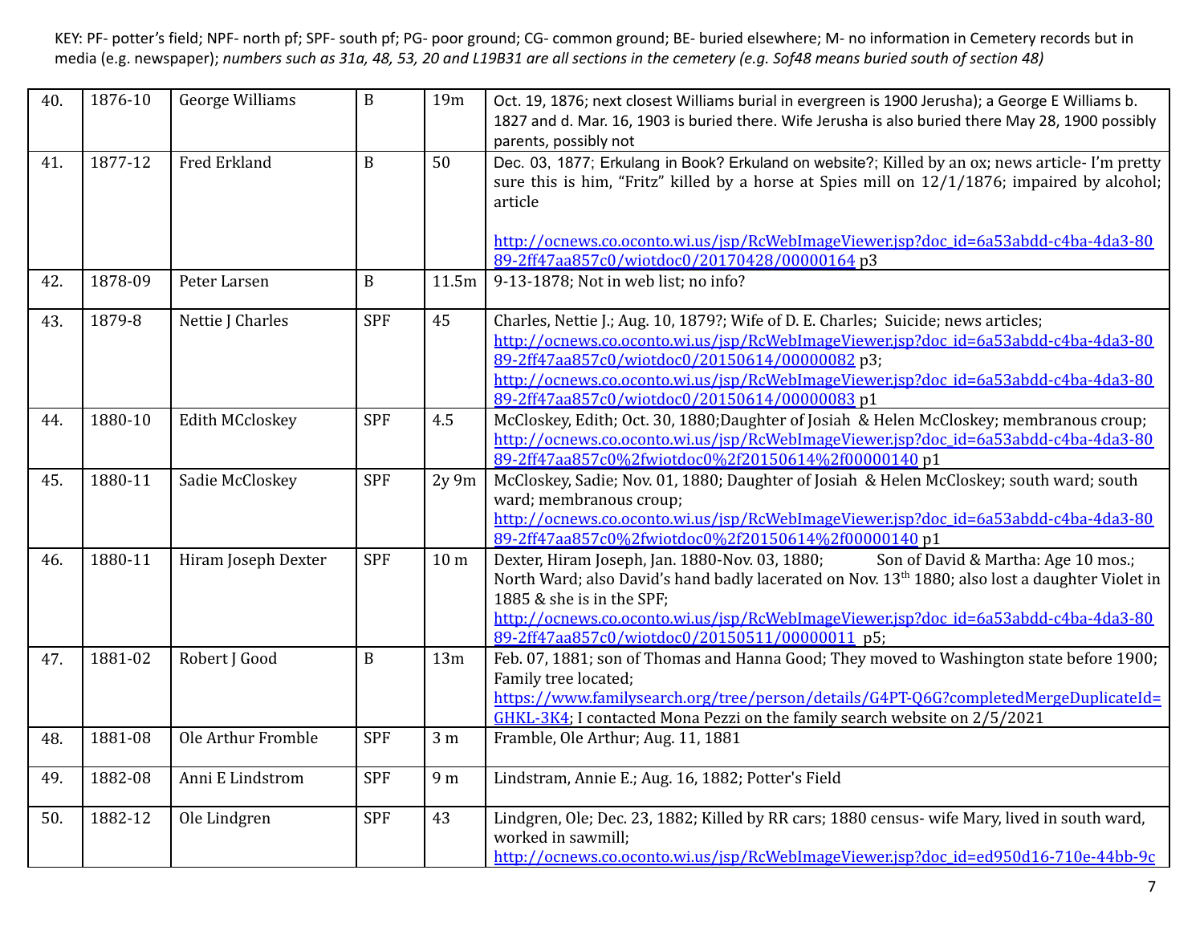KEY: PF- potter's field; NPF- north pf; SPF- south pf; PG- poor ground; CG- common ground; BE- buried elsewhere; M- no information in Cemetery records but in media (e.g. newspaper); *numbers such as 31a, 48, 53, 20 and L19B31 are all sections in the cemetery (e.g. Sof48 means buried south of section 48)*

| | | | | | |
|---|---|---|---|---|---|
| 40. | 1876-10 | George Williams | B | 19m | Oct. 19, 1876; next closest Williams burial in evergreen is 1900 Jerusha); a George E Williams b. 1827 and d. Mar. 16, 1903 is buried there. Wife Jerusha is also buried there May 28, 1900 possibly parents, possibly not |
| 41. | 1877-12 | Fred Erkland | B | 50 | Dec. 03, 1877; Erkulang in Book? Erkuland on website?; Killed by an ox; news article- I'm pretty sure this is him, "Fritz" killed by a horse at Spies mill on 12/1/1876; impaired by alcohol; article<br><br>http://ocnews.co.oconto.wi.us/jsp/RcWebImageViewer.jsp?doc_id=6a53abdd-c4ba-4da3-8089-2ff47aa857c0/wiotdoc0/20170428/00000164 p3 |
| 42. | 1878-09 | Peter Larsen | B | 11.5m | 9-13-1878; Not in web list; no info? |
| 43. | 1879-8 | Nettie J Charles | SPF | 45 | Charles, Nettie J.; Aug. 10, 1879?; Wife of D. E. Charles; Suicide; news articles; http://ocnews.co.oconto.wi.us/jsp/RcWebImageViewer.jsp?doc_id=6a53abdd-c4ba-4da3-8089-2ff47aa857c0/wiotdoc0/20150614/00000082 p3; http://ocnews.co.oconto.wi.us/jsp/RcWebImageViewer.jsp?doc_id=6a53abdd-c4ba-4da3-8089-2ff47aa857c0/wiotdoc0/20150614/00000083 p1 |
| 44. | 1880-10 | Edith MCcloskey | SPF | 4.5 | McCloskey, Edith; Oct. 30, 1880;Daughter of Josiah & Helen McCloskey; membranous croup; http://ocnews.co.oconto.wi.us/jsp/RcWebImageViewer.jsp?doc_id=6a53abdd-c4ba-4da3-8089-2ff47aa857c0%2fwiotdoc0%2f20150614%2f00000140 p1 |
| 45. | 1880-11 | Sadie McCloskey | SPF | 2y 9m | McCloskey, Sadie; Nov. 01, 1880; Daughter of Josiah & Helen McCloskey; south ward; south ward; membranous croup; http://ocnews.co.oconto.wi.us/jsp/RcWebImageViewer.jsp?doc_id=6a53abdd-c4ba-4da3-8089-2ff47aa857c0%2fwiotdoc0%2f20150614%2f00000140 p1 |
| 46. | 1880-11 | Hiram Joseph Dexter | SPF | 10 m | Dexter, Hiram Joseph, Jan. 1880-Nov. 03, 1880; Son of David & Martha: Age 10 mos.; North Ward; also David's hand badly lacerated on Nov. 13th 1880; also lost a daughter Violet in 1885 & she is in the SPF; http://ocnews.co.oconto.wi.us/jsp/RcWebImageViewer.jsp?doc_id=6a53abdd-c4ba-4da3-8089-2ff47aa857c0/wiotdoc0/20150511/00000011 p5; |
| 47. | 1881-02 | Robert J Good | B | 13m | Feb. 07, 1881; son of Thomas and Hanna Good; They moved to Washington state before 1900; Family tree located; https://www.familysearch.org/tree/person/details/G4PT-Q6G?completedMergeDuplicateId=GHKL-3K4; I contacted Mona Pezzi on the family search website on 2/5/2021 |
| 48. | 1881-08 | Ole Arthur Fromble | SPF | 3 m | Framble, Ole Arthur; Aug. 11, 1881 |
| 49. | 1882-08 | Anni E Lindstrom | SPF | 9 m | Lindstram, Annie E.; Aug. 16, 1882; Potter's Field |
| 50. | 1882-12 | Ole Lindgren | SPF | 43 | Lindgren, Ole; Dec. 23, 1882; Killed by RR cars; 1880 census- wife Mary, lived in south ward, worked in sawmill; http://ocnews.co.oconto.wi.us/jsp/RcWebImageViewer.jsp?doc_id=ed950d16-710e-44bb-9c |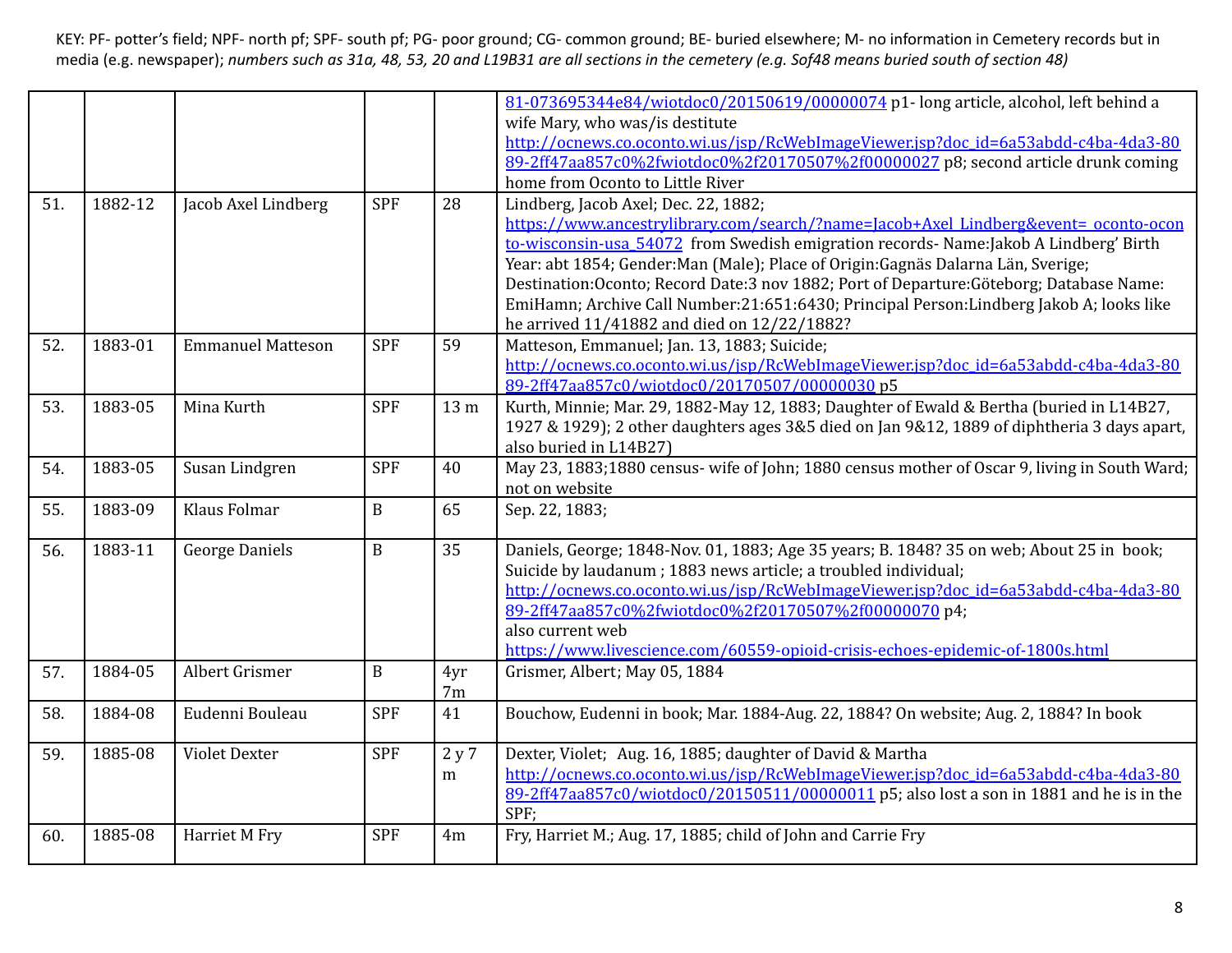KEY: PF- potter's field; NPF- north pf; SPF- south pf; PG- poor ground; CG- common ground; BE- buried elsewhere; M- no information in Cemetery records but in media (e.g. newspaper); *numbers such as 31a, 48, 53, 20 and L19B31 are all sections in the cemetery (e.g. Sof48 means buried south of section 48)*

| | | | | | |
|---|---|---|---|---|---|
| | | | | | 81-073695344e84/wiotdoc0/20150619/00000074 p1- long article, alcohol, left behind a wife Mary, who was/is destitute http://ocnews.co.oconto.wi.us/jsp/RcWebImageViewer.jsp?doc_id=6a53abdd-c4ba-4da3-8089-2ff47aa857c0%2fwiotdoc0%2f20170507%2f00000027 p8; second article drunk coming home from Oconto to Little River |
| 51. | 1882-12 | Jacob Axel Lindberg | SPF | 28 | Lindberg, Jacob Axel; Dec. 22, 1882; https://www.ancestrylibrary.com/search/?name=Jacob+Axel_Lindberg&event=_oconto-oconto-wisconsin-usa_54072 from Swedish emigration records- Name:Jakob A Lindberg' Birth Year: abt 1854; Gender:Man (Male); Place of Origin:Gagnäs Dalarna Län, Sverige; Destination:Oconto; Record Date:3 nov 1882; Port of Departure:Göteborg; Database Name: EmiHamn; Archive Call Number:21:651:6430; Principal Person:Lindberg Jakob A; looks like he arrived 11/41882 and died on 12/22/1882? |
| 52. | 1883-01 | Emmanuel Matteson | SPF | 59 | Matteson, Emmanuel; Jan. 13, 1883; Suicide; http://ocnews.co.oconto.wi.us/jsp/RcWebImageViewer.jsp?doc_id=6a53abdd-c4ba-4da3-8089-2ff47aa857c0/wiotdoc0/20170507/00000030 p5 |
| 53. | 1883-05 | Mina Kurth | SPF | 13 m | Kurth, Minnie; Mar. 29, 1882-May 12, 1883; Daughter of Ewald & Bertha (buried in L14B27, 1927 & 1929); 2 other daughters ages 3&5 died on Jan 9&12, 1889 of diphtheria 3 days apart, also buried in L14B27) |
| 54. | 1883-05 | Susan Lindgren | SPF | 40 | May 23, 1883;1880 census- wife of John; 1880 census mother of Oscar 9, living in South Ward; not on website |
| 55. | 1883-09 | Klaus Folmar | B | 65 | Sep. 22, 1883; |
| 56. | 1883-11 | George Daniels | B | 35 | Daniels, George; 1848-Nov. 01, 1883; Age 35 years; B. 1848? 35 on web; About 25 in book; Suicide by laudanum ; 1883 news article; a troubled individual; http://ocnews.co.oconto.wi.us/jsp/RcWebImageViewer.jsp?doc_id=6a53abdd-c4ba-4da3-8089-2ff47aa857c0%2fwiotdoc0%2f20170507%2f00000070 p4; also current web https://www.livescience.com/60559-opioid-crisis-echoes-epidemic-of-1800s.html |
| 57. | 1884-05 | Albert Grismer | B | 4yr 7m | Grismer, Albert; May 05, 1884 |
| 58. | 1884-08 | Eudenni Bouleau | SPF | 41 | Bouchow, Eudenni in book; Mar. 1884-Aug. 22, 1884? On website; Aug. 2, 1884? In book |
| 59. | 1885-08 | Violet Dexter | SPF | 2 y 7 m | Dexter, Violet; Aug. 16, 1885; daughter of David & Martha http://ocnews.co.oconto.wi.us/jsp/RcWebImageViewer.jsp?doc_id=6a53abdd-c4ba-4da3-8089-2ff47aa857c0/wiotdoc0/20150511/00000011 p5; also lost a son in 1881 and he is in the SPF; |
| 60. | 1885-08 | Harriet M Fry | SPF | 4m | Fry, Harriet M.; Aug. 17, 1885; child of John and Carrie Fry |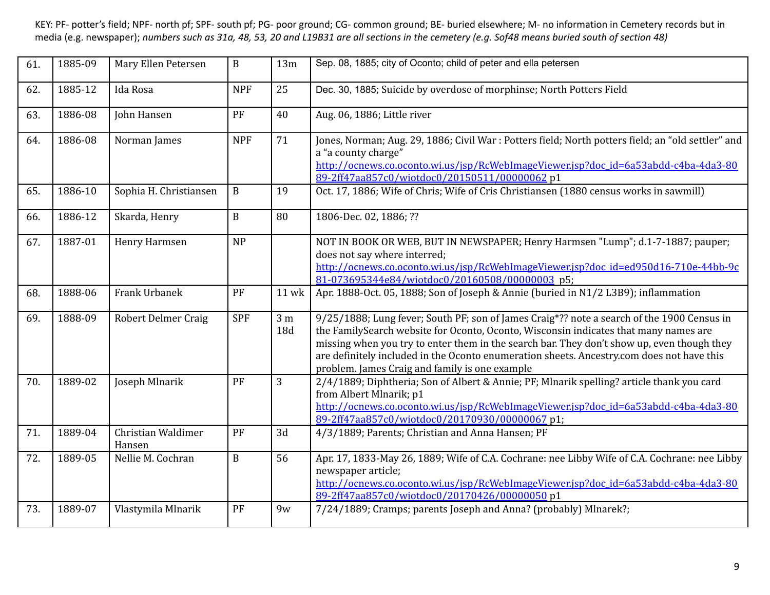KEY: PF- potter's field; NPF- north pf; SPF- south pf; PG- poor ground; CG- common ground; BE- buried elsewhere; M- no information in Cemetery records but in media (e.g. newspaper); *numbers such as 31a, 48, 53, 20 and L19B31 are all sections in the cemetery (e.g. Sof48 means buried south of section 48)*

| | | | | | |
|---|---|---|---|---|---|
| 61. | 1885-09 | Mary Ellen Petersen | B | 13m | Sep. 08, 1885; city of Oconto; child of peter and ella petersen |
| 62. | 1885-12 | Ida Rosa | NPF | 25 | Dec. 30, 1885; Suicide by overdose of morphinse; North Potters Field |
| 63. | 1886-08 | John Hansen | PF | 40 | Aug. 06, 1886; Little river |
| 64. | 1886-08 | Norman James | NPF | 71 | Jones, Norman; Aug. 29, 1886; Civil War : Potters field; North potters field; an "old settler" and a "a county charge" http://ocnews.co.oconto.wi.us/jsp/RcWebImageViewer.jsp?doc_id=6a53abdd-c4ba-4da3-8089-2ff47aa857c0/wiotdoc0/20150511/00000062 p1 |
| 65. | 1886-10 | Sophia H. Christiansen | B | 19 | Oct. 17, 1886; Wife of Chris; Wife of Cris Christiansen (1880 census works in sawmill) |
| 66. | 1886-12 | Skarda, Henry | B | 80 | 1806-Dec. 02, 1886; ?? |
| 67. | 1887-01 | Henry Harmsen | NP | | NOT IN BOOK OR WEB, BUT IN NEWSPAPER; Henry Harmsen "Lump"; d.1-7-1887; pauper; does not say where interred; http://ocnews.co.oconto.wi.us/jsp/RcWebImageViewer.jsp?doc_id=ed950d16-710e-44bb-9c81-073695344e84/wiotdoc0/20160508/00000003 p5; |
| 68. | 1888-06 | Frank Urbanek | PF | 11 wk | Apr. 1888-Oct. 05, 1888; Son of Joseph & Annie (buried in N1/2 L3B9); inflammation |
| 69. | 1888-09 | Robert Delmer Craig | SPF | 3 m 18d | 9/25/1888; Lung fever; South PF; son of James Craig*?? note a search of the 1900 Census in the FamilySearch website for Oconto, Oconto, Wisconsin indicates that many names are missing when you try to enter them in the search bar. They don't show up, even though they are definitely included in the Oconto enumeration sheets. Ancestry.com does not have this problem. James Craig and family is one example |
| 70. | 1889-02 | Joseph Mlnarik | PF | 3 | 2/4/1889; Diphtheria; Son of Albert & Annie; PF; Mlnarik spelling? article thank you card from Albert Mlnarik; p1 http://ocnews.co.oconto.wi.us/jsp/RcWebImageViewer.jsp?doc_id=6a53abdd-c4ba-4da3-8089-2ff47aa857c0/wiotdoc0/20170930/00000067 p1; |
| 71. | 1889-04 | Christian Waldimer Hansen | PF | 3d | 4/3/1889; Parents; Christian and Anna Hansen; PF |
| 72. | 1889-05 | Nellie M. Cochran | B | 56 | Apr. 17, 1833-May 26, 1889; Wife of C.A. Cochrane: nee Libby Wife of C.A. Cochrane: nee Libby newspaper article; http://ocnews.co.oconto.wi.us/jsp/RcWebImageViewer.jsp?doc_id=6a53abdd-c4ba-4da3-8089-2ff47aa857c0/wiotdoc0/20170426/00000050 p1 |
| 73. | 1889-07 | Vlastymila Mlnarik | PF | 9w | 7/24/1889; Cramps; parents Joseph and Anna? (probably) Mlnarek?; |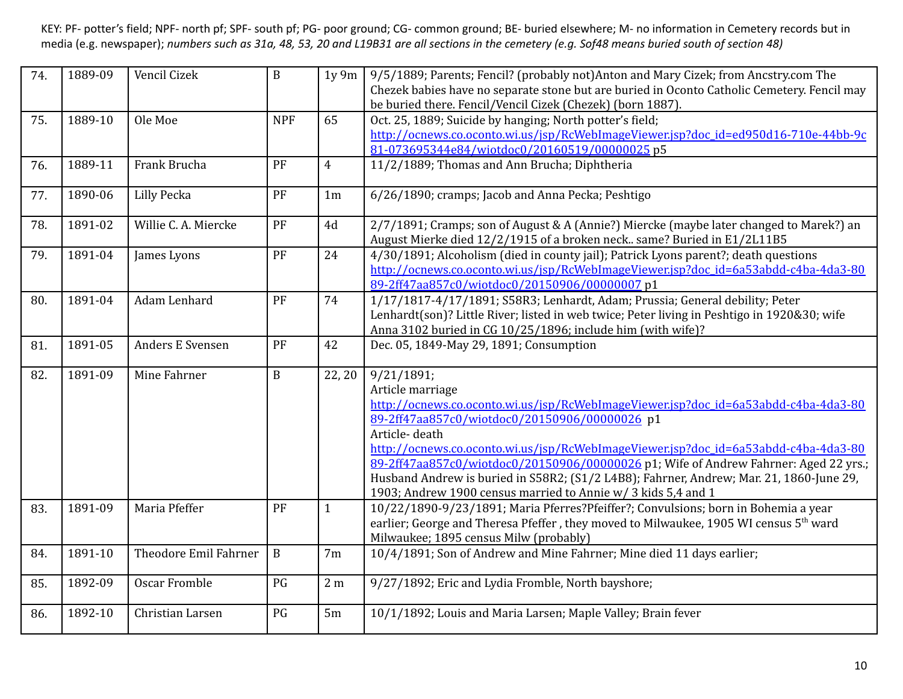KEY: PF- potter's field; NPF- north pf; SPF- south pf; PG- poor ground; CG- common ground; BE- buried elsewhere; M- no information in Cemetery records but in media (e.g. newspaper); *numbers such as 31a, 48, 53, 20 and L19B31 are all sections in the cemetery (e.g. Sof48 means buried south of section 48)*

| | | | | | |
|---|---|---|---|---|---|
| 74. | 1889-09 | Vencil Cizek | B | 1y 9m | 9/5/1889; Parents; Fencil? (probably not)Anton and Mary Cizek; from Ancstry.com The Chezek babies have no separate stone but are buried in Oconto Catholic Cemetery. Fencil may be buried there. Fencil/Vencil Cizek (Chezek) (born 1887). |
| 75. | 1889-10 | Ole Moe | NPF | 65 | Oct. 25, 1889; Suicide by hanging; North potter's field; http://ocnews.co.oconto.wi.us/jsp/RcWebImageViewer.jsp?doc_id=ed950d16-710e-44bb-9c81-073695344e84/wiotdoc0/20160519/00000025 p5 |
| 76. | 1889-11 | Frank Brucha | PF | 4 | 11/2/1889; Thomas and Ann Brucha; Diphtheria |
| 77. | 1890-06 | Lilly Pecka | PF | 1m | 6/26/1890; cramps; Jacob and Anna Pecka; Peshtigo |
| 78. | 1891-02 | Willie C. A. Miercke | PF | 4d | 2/7/1891; Cramps; son of August & A (Annie?) Miercke (maybe later changed to Marek?) an August Mierke died 12/2/1915 of a broken neck.. same? Buried in E1/2L11B5 |
| 79. | 1891-04 | James Lyons | PF | 24 | 4/30/1891; Alcoholism (died in county jail); Patrick Lyons parent?; death questions http://ocnews.co.oconto.wi.us/jsp/RcWebImageViewer.jsp?doc_id=6a53abdd-c4ba-4da3-8089-2ff47aa857c0/wiotdoc0/20150906/00000007 p1 |
| 80. | 1891-04 | Adam Lenhard | PF | 74 | 1/17/1817-4/17/1891; S58R3; Lenhardt, Adam; Prussia; General debility; Peter Lenhardt(son)? Little River; listed in web twice; Peter living in Peshtigo in 1920&30; wife Anna 3102 buried in CG 10/25/1896; include him (with wife)? |
| 81. | 1891-05 | Anders E Svensen | PF | 42 | Dec. 05, 1849-May 29, 1891; Consumption |
| 82. | 1891-09 | Mine Fahrner | B | 22, 20 | 9/21/1891;<br>Article marriage<br>http://ocnews.co.oconto.wi.us/jsp/RcWebImageViewer.jsp?doc_id=6a53abdd-c4ba-4da3-8089-2ff47aa857c0/wiotdoc0/20150906/00000026 p1<br>Article- death<br>http://ocnews.co.oconto.wi.us/jsp/RcWebImageViewer.jsp?doc_id=6a53abdd-c4ba-4da3-8089-2ff47aa857c0/wiotdoc0/20150906/00000026 p1; Wife of Andrew Fahrner: Aged 22 yrs.; Husband Andrew is buried in S58R2; (S1/2 L4B8); Fahrner, Andrew; Mar. 21, 1860-June 29, 1903; Andrew 1900 census married to Annie w/ 3 kids 5,4 and 1 |
| 83. | 1891-09 | Maria Pfeffer | PF | 1 | 10/22/1890-9/23/1891; Maria Pferres?Pfeiffer?; Convulsions; born in Bohemia a year earlier; George and Theresa Pfeffer , they moved to Milwaukee, 1905 WI census 5th ward Milwaukee; 1895 census Milw (probably) |
| 84. | 1891-10 | Theodore Emil Fahrner | B | 7m | 10/4/1891; Son of Andrew and Mine Fahrner; Mine died 11 days earlier; |
| 85. | 1892-09 | Oscar Fromble | PG | 2 m | 9/27/1892; Eric and Lydia Fromble, North bayshore; |
| 86. | 1892-10 | Christian Larsen | PG | 5m | 10/1/1892; Louis and Maria Larsen; Maple Valley; Brain fever |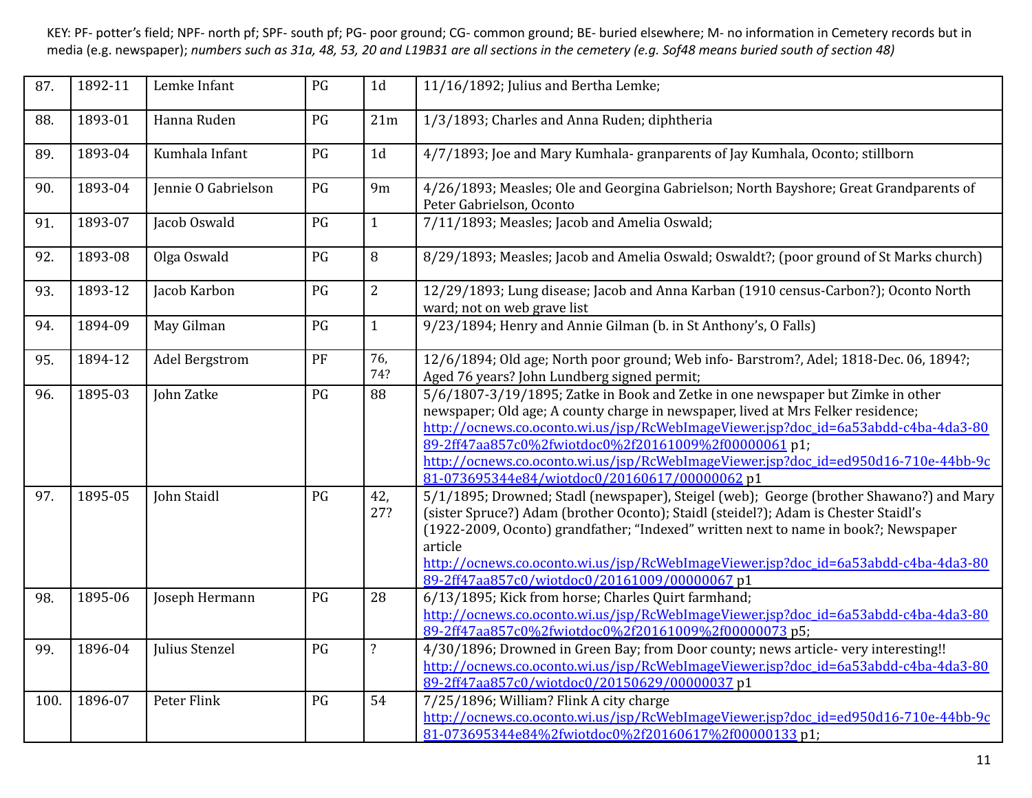KEY: PF- potter's field; NPF- north pf; SPF- south pf; PG- poor ground; CG- common ground; BE- buried elsewhere; M- no information in Cemetery records but in media (e.g. newspaper); *numbers such as 31a, 48, 53, 20 and L19B31 are all sections in the cemetery (e.g. Sof48 means buried south of section 48)*

| | | | | | |
|---|---|---|---|---|---|
| 87. | 1892-11 | Lemke Infant | PG | 1d | 11/16/1892; Julius and Bertha Lemke; |
| 88. | 1893-01 | Hanna Ruden | PG | 21m | 1/3/1893; Charles and Anna Ruden; diphtheria |
| 89. | 1893-04 | Kumhala Infant | PG | 1d | 4/7/1893; Joe and Mary Kumhala- granparents of Jay Kumhala, Oconto; stillborn |
| 90. | 1893-04 | Jennie O Gabrielson | PG | 9m | 4/26/1893; Measles; Ole and Georgina Gabrielson; North Bayshore; Great Grandparents of Peter Gabrielson, Oconto |
| 91. | 1893-07 | Jacob Oswald | PG | 1 | 7/11/1893; Measles; Jacob and Amelia Oswald; |
| 92. | 1893-08 | Olga Oswald | PG | 8 | 8/29/1893; Measles; Jacob and Amelia Oswald; Oswaldt?; (poor ground of St Marks church) |
| 93. | 1893-12 | Jacob Karbon | PG | 2 | 12/29/1893; Lung disease; Jacob and Anna Karban (1910 census-Carbon?); Oconto North ward; not on web grave list |
| 94. | 1894-09 | May Gilman | PG | 1 | 9/23/1894; Henry and Annie Gilman (b. in St Anthony's, O Falls) |
| 95. | 1894-12 | Adel Bergstrom | PF | 76, 74? | 12/6/1894; Old age; North poor ground; Web info- Barstrom?, Adel; 1818-Dec. 06, 1894?; Aged 76 years? John Lundberg signed permit; |
| 96. | 1895-03 | John Zatke | PG | 88 | 5/6/1807-3/19/1895; Zatke in Book and Zetke in one newspaper but Zimke in other newspaper; Old age; A county charge in newspaper, lived at Mrs Felker residence; http://ocnews.co.oconto.wi.us/jsp/RcWebImageViewer.jsp?doc_id=6a53abdd-c4ba-4da3-8089-2ff47aa857c0%2fwiotdoc0%2f20161009%2f00000061 p1; http://ocnews.co.oconto.wi.us/jsp/RcWebImageViewer.jsp?doc_id=ed950d16-710e-44bb-9c81-073695344e84/wiotdoc0/20160617/00000062 p1 |
| 97. | 1895-05 | John Staidl | PG | 42, 27? | 5/1/1895; Drowned; Stadl (newspaper), Steigel (web); George (brother Shawano?) and Mary (sister Spruce?) Adam (brother Oconto); Staidl (steidel?); Adam is Chester Staidl's (1922-2009, Oconto) grandfather; "Indexed" written next to name in book?; Newspaper article http://ocnews.co.oconto.wi.us/jsp/RcWebImageViewer.jsp?doc_id=6a53abdd-c4ba-4da3-8089-2ff47aa857c0/wiotdoc0/20161009/00000067 p1 |
| 98. | 1895-06 | Joseph Hermann | PG | 28 | 6/13/1895; Kick from horse; Charles Quirt farmhand; http://ocnews.co.oconto.wi.us/jsp/RcWebImageViewer.jsp?doc_id=6a53abdd-c4ba-4da3-8089-2ff47aa857c0%2fwiotdoc0%2f20161009%2f00000073 p5; |
| 99. | 1896-04 | Julius Stenzel | PG | ? | 4/30/1896; Drowned in Green Bay; from Door county; news article- very interesting!! http://ocnews.co.oconto.wi.us/jsp/RcWebImageViewer.jsp?doc_id=6a53abdd-c4ba-4da3-8089-2ff47aa857c0/wiotdoc0/20150629/00000037 p1 |
| 100. | 1896-07 | Peter Flink | PG | 54 | 7/25/1896; William? Flink A city charge http://ocnews.co.oconto.wi.us/jsp/RcWebImageViewer.jsp?doc_id=ed950d16-710e-44bb-9c81-073695344e84%2fwiotdoc0%2f20160617%2f00000133 p1; |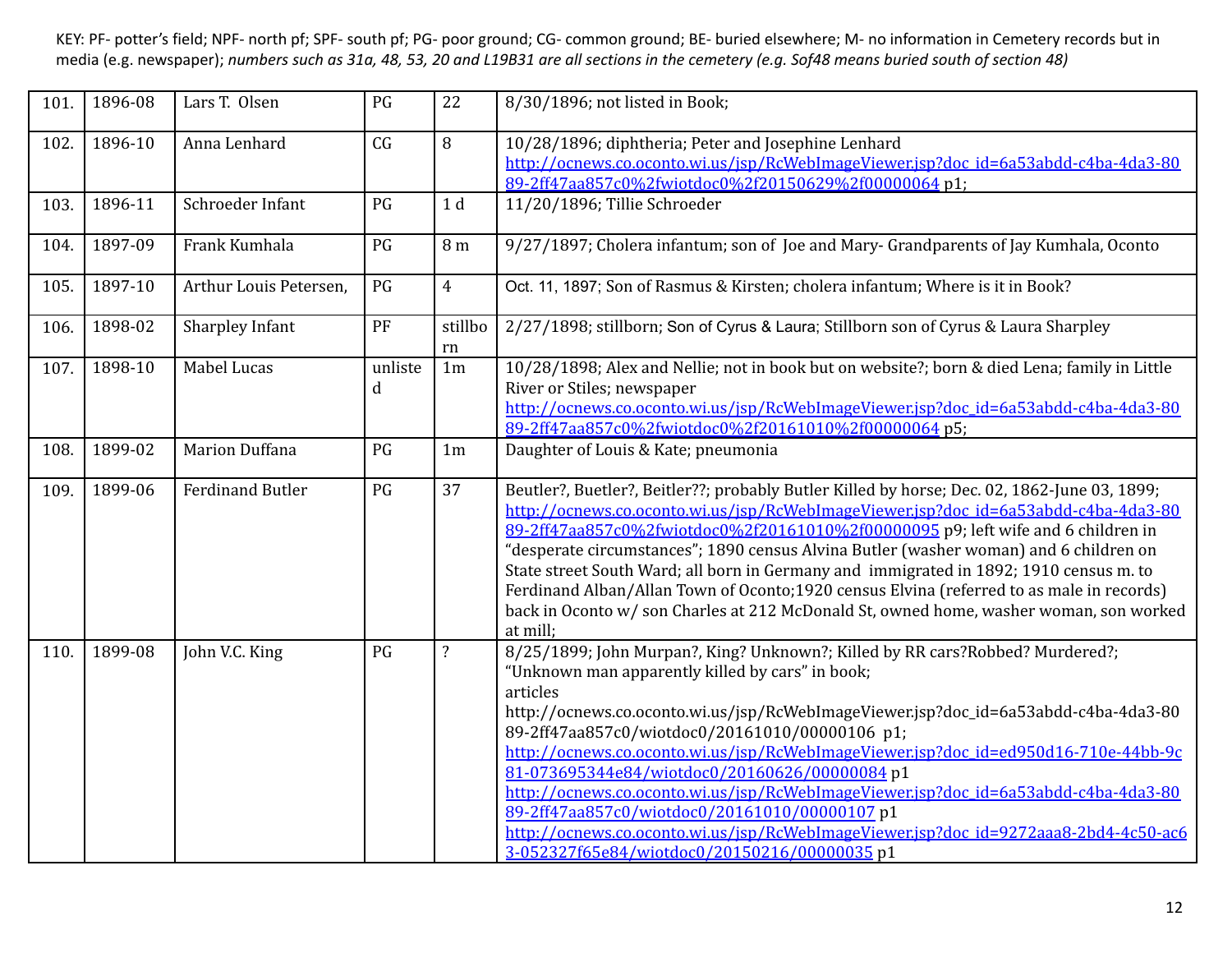KEY: PF- potter's field; NPF- north pf; SPF- south pf; PG- poor ground; CG- common ground; BE- buried elsewhere; M- no information in Cemetery records but in media (e.g. newspaper); *numbers such as 31a, 48, 53, 20 and L19B31 are all sections in the cemetery (e.g. Sof48 means buried south of section 48)*

| | | | | | |
|---|---|---|---|---|---|
| 101. | 1896-08 | Lars T. Olsen | PG | 22 | 8/30/1896; not listed in Book; |
| 102. | 1896-10 | Anna Lenhard | CG | 8 | 10/28/1896; diphtheria; Peter and Josephine Lenhard http://ocnews.co.oconto.wi.us/jsp/RcWebImageViewer.jsp?doc_id=6a53abdd-c4ba-4da3-8089-2ff47aa857c0%2fwiotdoc0%2f20150629%2f00000064 p1; |
| 103. | 1896-11 | Schroeder Infant | PG | 1 d | 11/20/1896; Tillie Schroeder |
| 104. | 1897-09 | Frank Kumhala | PG | 8 m | 9/27/1897; Cholera infantum; son of Joe and Mary- Grandparents of Jay Kumhala, Oconto |
| 105. | 1897-10 | Arthur Louis Petersen, | PG | 4 | Oct. 11, 1897; Son of Rasmus & Kirsten; cholera infantum; Where is it in Book? |
| 106. | 1898-02 | Sharpley Infant | PF | stillborn | 2/27/1898; stillborn; Son of Cyrus & Laura; Stillborn son of Cyrus & Laura Sharpley |
| 107. | 1898-10 | Mabel Lucas | unlisted | 1m | 10/28/1898; Alex and Nellie; not in book but on website?; born & died Lena; family in Little River or Stiles; newspaper http://ocnews.co.oconto.wi.us/jsp/RcWebImageViewer.jsp?doc_id=6a53abdd-c4ba-4da3-8089-2ff47aa857c0%2fwiotdoc0%2f20161010%2f00000064 p5; |
| 108. | 1899-02 | Marion Duffana | PG | 1m | Daughter of Louis & Kate; pneumonia |
| 109. | 1899-06 | Ferdinand Butler | PG | 37 | Beutler?, Buetler?, Beitler??; probably Butler Killed by horse; Dec. 02, 1862-June 03, 1899; http://ocnews.co.oconto.wi.us/jsp/RcWebImageViewer.jsp?doc_id=6a53abdd-c4ba-4da3-8089-2ff47aa857c0%2fwiotdoc0%2f20161010%2f00000095 p9; left wife and 6 children in "desperate circumstances"; 1890 census Alvina Butler (washer woman) and 6 children on State street South Ward; all born in Germany and immigrated in 1892; 1910 census m. to Ferdinand Alban/Allan Town of Oconto;1920 census Elvina (referred to as male in records) back in Oconto w/ son Charles at 212 McDonald St, owned home, washer woman, son worked at mill; |
| 110. | 1899-08 | John V.C. King | PG | ? | 8/25/1899; John Murpan?, King? Unknown?; Killed by RR cars?Robbed? Murdered?; "Unknown man apparently killed by cars" in book; articles http://ocnews.co.oconto.wi.us/jsp/RcWebImageViewer.jsp?doc_id=6a53abdd-c4ba-4da3-8089-2ff47aa857c0/wiotdoc0/20161010/00000106 p1; http://ocnews.co.oconto.wi.us/jsp/RcWebImageViewer.jsp?doc_id=ed950d16-710e-44bb-9c81-073695344e84/wiotdoc0/20160626/00000084 p1 http://ocnews.co.oconto.wi.us/jsp/RcWebImageViewer.jsp?doc_id=6a53abdd-c4ba-4da3-8089-2ff47aa857c0/wiotdoc0/20161010/00000107 p1 http://ocnews.co.oconto.wi.us/jsp/RcWebImageViewer.jsp?doc_id=9272aaa8-2bd4-4c50-ac63-052327f65e84/wiotdoc0/20150216/00000035 p1 |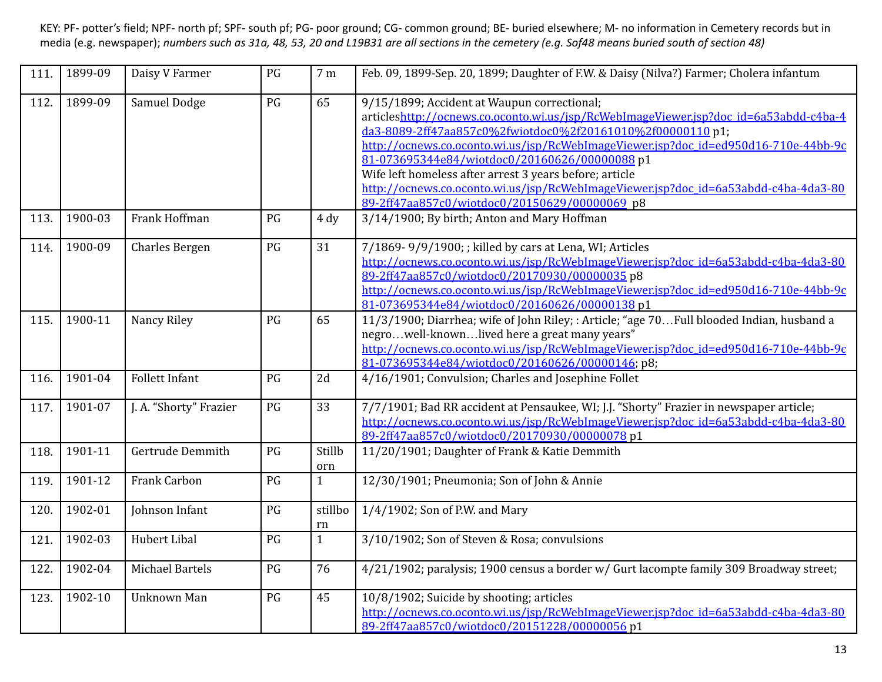KEY: PF- potter's field; NPF- north pf; SPF- south pf; PG- poor ground; CG- common ground; BE- buried elsewhere; M- no information in Cemetery records but in media (e.g. newspaper); *numbers such as 31a, 48, 53, 20 and L19B31 are all sections in the cemetery (e.g. Sof48 means buried south of section 48)*

| | | | | | |
|---|---|---|---|---|---|
| 111. | 1899-09 | Daisy V Farmer | PG | 7 m | Feb. 09, 1899-Sep. 20, 1899; Daughter of F.W. & Daisy (Nilva?) Farmer; Cholera infantum |
| 112. | 1899-09 | Samuel Dodge | PG | 65 | 9/15/1899; Accident at Waupun correctional; articleshttp://ocnews.co.oconto.wi.us/jsp/RcWebImageViewer.jsp?doc_id=6a53abdd-c4ba-4da3-8089-2ff47aa857c0%2fwiotdoc0%2f20161010%2f00000110 p1; http://ocnews.co.oconto.wi.us/jsp/RcWebImageViewer.jsp?doc_id=ed950d16-710e-44bb-9c81-073695344e84/wiotdoc0/20160626/00000088 p1 Wife left homeless after arrest 3 years before; article http://ocnews.co.oconto.wi.us/jsp/RcWebImageViewer.jsp?doc_id=6a53abdd-c4ba-4da3-8089-2ff47aa857c0/wiotdoc0/20150629/00000069 p8 |
| 113. | 1900-03 | Frank Hoffman | PG | 4 dy | 3/14/1900; By birth; Anton and Mary Hoffman |
| 114. | 1900-09 | Charles Bergen | PG | 31 | 7/1869- 9/9/1900; ; killed by cars at Lena, WI; Articles http://ocnews.co.oconto.wi.us/jsp/RcWebImageViewer.jsp?doc_id=6a53abdd-c4ba-4da3-8089-2ff47aa857c0/wiotdoc0/20170930/00000035 p8 http://ocnews.co.oconto.wi.us/jsp/RcWebImageViewer.jsp?doc_id=ed950d16-710e-44bb-9c81-073695344e84/wiotdoc0/20160626/00000138 p1 |
| 115. | 1900-11 | Nancy Riley | PG | 65 | 11/3/1900; Diarrhea; wife of John Riley; : Article; "age 70…Full blooded Indian, husband a negro…well-known…lived here a great many years" http://ocnews.co.oconto.wi.us/jsp/RcWebImageViewer.jsp?doc_id=ed950d16-710e-44bb-9c81-073695344e84/wiotdoc0/20160626/00000146; p8; |
| 116. | 1901-04 | Follett Infant | PG | 2d | 4/16/1901; Convulsion; Charles and Josephine Follet |
| 117. | 1901-07 | J. A. "Shorty" Frazier | PG | 33 | 7/7/1901; Bad RR accident at Pensaukee, WI; J.J. "Shorty" Frazier in newspaper article; http://ocnews.co.oconto.wi.us/jsp/RcWebImageViewer.jsp?doc_id=6a53abdd-c4ba-4da3-8089-2ff47aa857c0/wiotdoc0/20170930/00000078 p1 |
| 118. | 1901-11 | Gertrude Demmith | PG | Stillborn | 11/20/1901; Daughter of Frank & Katie Demmith |
| 119. | 1901-12 | Frank Carbon | PG | 1 | 12/30/1901; Pneumonia; Son of John & Annie |
| 120. | 1902-01 | Johnson Infant | PG | stillborn | 1/4/1902; Son of P.W. and Mary |
| 121. | 1902-03 | Hubert Libal | PG | 1 | 3/10/1902; Son of Steven & Rosa; convulsions |
| 122. | 1902-04 | Michael Bartels | PG | 76 | 4/21/1902; paralysis; 1900 census a border w/ Gurt lacompte family 309 Broadway street; |
| 123. | 1902-10 | Unknown Man | PG | 45 | 10/8/1902; Suicide by shooting; articles http://ocnews.co.oconto.wi.us/jsp/RcWebImageViewer.jsp?doc_id=6a53abdd-c4ba-4da3-8089-2ff47aa857c0/wiotdoc0/20151228/00000056 p1 |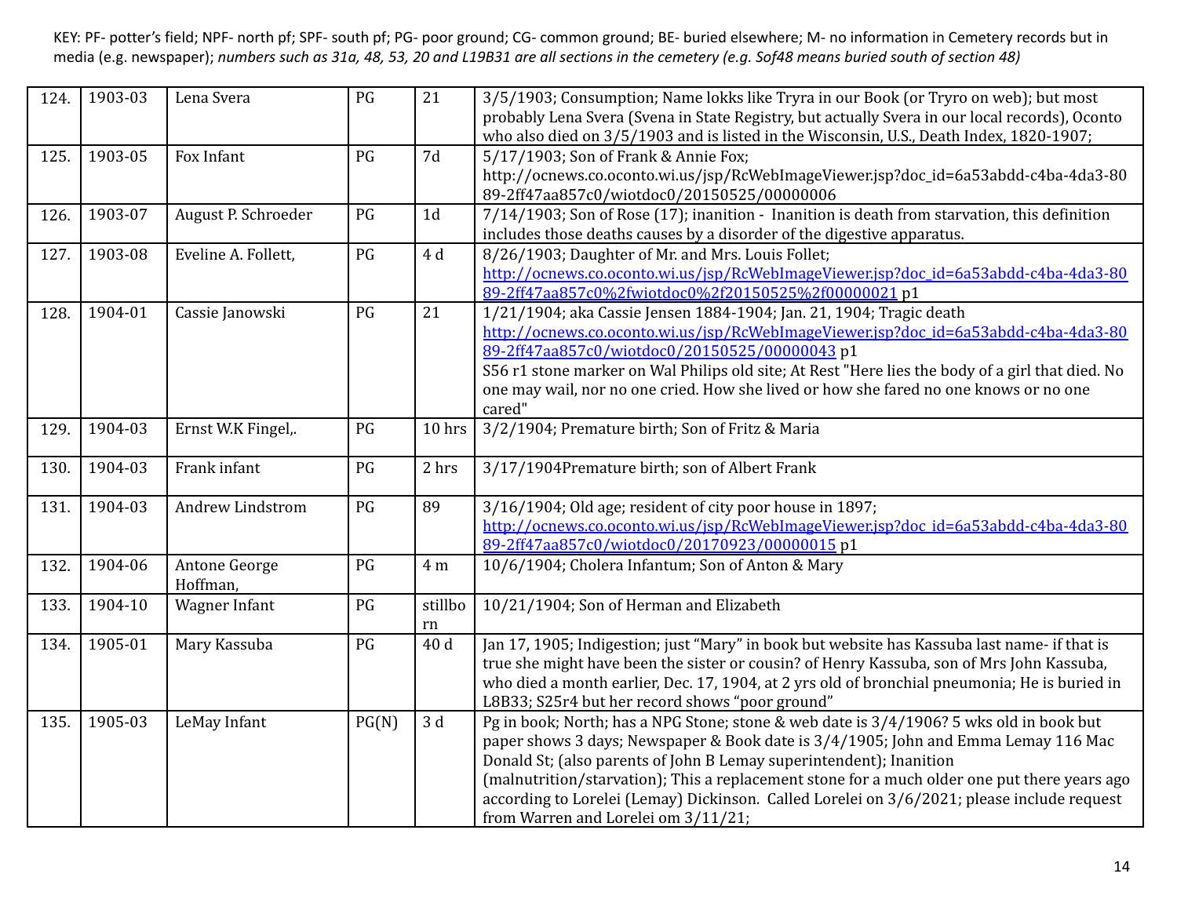KEY: PF- potter's field; NPF- north pf; SPF- south pf; PG- poor ground; CG- common ground; BE- buried elsewhere; M- no information in Cemetery records but in media (e.g. newspaper); *numbers such as 31a, 48, 53, 20 and L19B31 are all sections in the cemetery (e.g. Sof48 means buried south of section 48)*

| | | | | | |
|---|---|---|---|---|---|
| 124. | 1903-03 | Lena Svera | PG | 21 | 3/5/1903; Consumption; Name lokks like Tryra in our Book (or Tryro on web); but most probably Lena Svera (Svena in State Registry, but actually Svera in our local records), Oconto who also died on 3/5/1903 and is listed in the Wisconsin, U.S., Death Index, 1820-1907; |
| 125. | 1903-05 | Fox Infant | PG | 7d | 5/17/1903; Son of Frank & Annie Fox; http://ocnews.co.oconto.wi.us/jsp/RcWebImageViewer.jsp?doc_id=6a53abdd-c4ba-4da3-8089-2ff47aa857c0/wiotdoc0/20150525/00000006 |
| 126. | 1903-07 | August P. Schroeder | PG | 1d | 7/14/1903; Son of Rose (17); inanition - Inanition is death from starvation, this definition includes those deaths causes by a disorder of the digestive apparatus. |
| 127. | 1903-08 | Eveline A. Follett, | PG | 4 d | 8/26/1903; Daughter of Mr. and Mrs. Louis Follet; http://ocnews.co.oconto.wi.us/jsp/RcWebImageViewer.jsp?doc_id=6a53abdd-c4ba-4da3-8089-2ff47aa857c0%2fwiotdoc0%2f20150525%2f00000021 p1 |
| 128. | 1904-01 | Cassie Janowski | PG | 21 | 1/21/1904; aka Cassie Jensen 1884-1904; Jan. 21, 1904; Tragic death http://ocnews.co.oconto.wi.us/jsp/RcWebImageViewer.jsp?doc_id=6a53abdd-c4ba-4da3-8089-2ff47aa857c0/wiotdoc0/20150525/00000043 p1 S56 r1 stone marker on Wal Philips old site; At Rest "Here lies the body of a girl that died. No one may wail, nor no one cried. How she lived or how she fared no one knows or no one cared" |
| 129. | 1904-03 | Ernst W.K Fingel,. | PG | 10 hrs | 3/2/1904; Premature birth; Son of Fritz & Maria |
| 130. | 1904-03 | Frank infant | PG | 2 hrs | 3/17/1904Premature birth; son of Albert Frank |
| 131. | 1904-03 | Andrew Lindstrom | PG | 89 | 3/16/1904; Old age; resident of city poor house in 1897; http://ocnews.co.oconto.wi.us/jsp/RcWebImageViewer.jsp?doc_id=6a53abdd-c4ba-4da3-8089-2ff47aa857c0/wiotdoc0/20170923/00000015 p1 |
| 132. | 1904-06 | Antone George Hoffman, | PG | 4 m | 10/6/1904; Cholera Infantum; Son of Anton & Mary |
| 133. | 1904-10 | Wagner Infant | PG | stillborn | 10/21/1904; Son of Herman and Elizabeth |
| 134. | 1905-01 | Mary Kassuba | PG | 40 d | Jan 17, 1905; Indigestion; just "Mary" in book but website has Kassuba last name- if that is true she might have been the sister or cousin? of Henry Kassuba, son of Mrs John Kassuba, who died a month earlier, Dec. 17, 1904, at 2 yrs old of bronchial pneumonia; He is buried in L8B33; S25r4 but her record shows "poor ground" |
| 135. | 1905-03 | LeMay Infant | PG(N) | 3 d | Pg in book; North; has a NPG Stone; stone & web date is 3/4/1906? 5 wks old in book but paper shows 3 days; Newspaper & Book date is 3/4/1905; John and Emma Lemay 116 Mac Donald St; (also parents of John B Lemay superintendent); Inanition (malnutrition/starvation); This a replacement stone for a much older one put there years ago according to Lorelei (Lemay) Dickinson. Called Lorelei on 3/6/2021; please include request from Warren and Lorelei om 3/11/21; |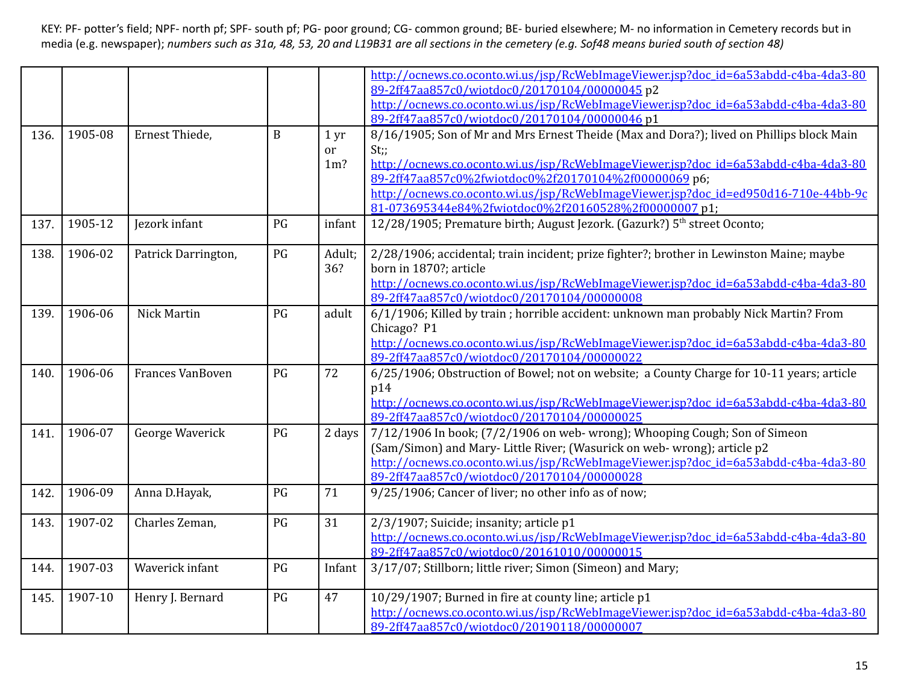KEY: PF- potter's field; NPF- north pf; SPF- south pf; PG- poor ground; CG- common ground; BE- buried elsewhere; M- no information in Cemetery records but in media (e.g. newspaper); *numbers such as 31a, 48, 53, 20 and L19B31 are all sections in the cemetery (e.g. Sof48 means buried south of section 48)*

| | | | | | |
|---|---|---|---|---|---|
| | | | | | http://ocnews.co.oconto.wi.us/jsp/RcWebImageViewer.jsp?doc_id=6a53abdd-c4ba-4da3-8089-2ff47aa857c0/wiotdoc0/20170104/00000045 p2 http://ocnews.co.oconto.wi.us/jsp/RcWebImageViewer.jsp?doc_id=6a53abdd-c4ba-4da3-8089-2ff47aa857c0/wiotdoc0/20170104/00000046 p1 |
| 136. | 1905-08 | Ernest Thiede, | B | 1 yr or 1m? | 8/16/1905; Son of Mr and Mrs Ernest Theide (Max and Dora?); lived on Phillips block Main St;; http://ocnews.co.oconto.wi.us/jsp/RcWebImageViewer.jsp?doc_id=6a53abdd-c4ba-4da3-8089-2ff47aa857c0%2fwiotdoc0%2f20170104%2f00000069 p6; http://ocnews.co.oconto.wi.us/jsp/RcWebImageViewer.jsp?doc_id=ed950d16-710e-44bb-9c81-073695344e84%2fwiotdoc0%2f20160528%2f00000007 p1; |
| 137. | 1905-12 | Jezork infant | PG | infant | 12/28/1905; Premature birth; August Jezork. (Gazurk?) 5th street Oconto; |
| 138. | 1906-02 | Patrick Darrington, | PG | Adult; 36? | 2/28/1906; accidental; train incident; prize fighter?; brother in Lewinston Maine; maybe born in 1870?; article http://ocnews.co.oconto.wi.us/jsp/RcWebImageViewer.jsp?doc_id=6a53abdd-c4ba-4da3-8089-2ff47aa857c0/wiotdoc0/20170104/00000008 |
| 139. | 1906-06 | Nick Martin | PG | adult | 6/1/1906; Killed by train ; horrible accident: unknown man probably Nick Martin? From Chicago? P1 http://ocnews.co.oconto.wi.us/jsp/RcWebImageViewer.jsp?doc_id=6a53abdd-c4ba-4da3-8089-2ff47aa857c0/wiotdoc0/20170104/00000022 |
| 140. | 1906-06 | Frances VanBoven | PG | 72 | 6/25/1906; Obstruction of Bowel; not on website; a County Charge for 10-11 years; article p14 http://ocnews.co.oconto.wi.us/jsp/RcWebImageViewer.jsp?doc_id=6a53abdd-c4ba-4da3-8089-2ff47aa857c0/wiotdoc0/20170104/00000025 |
| 141. | 1906-07 | George Waverick | PG | 2 days | 7/12/1906 In book; (7/2/1906 on web- wrong); Whooping Cough; Son of Simeon (Sam/Simon) and Mary- Little River; (Wasurick on web- wrong); article p2 http://ocnews.co.oconto.wi.us/jsp/RcWebImageViewer.jsp?doc_id=6a53abdd-c4ba-4da3-8089-2ff47aa857c0/wiotdoc0/20170104/00000028 |
| 142. | 1906-09 | Anna D.Hayak, | PG | 71 | 9/25/1906; Cancer of liver; no other info as of now; |
| 143. | 1907-02 | Charles Zeman, | PG | 31 | 2/3/1907; Suicide; insanity; article p1 http://ocnews.co.oconto.wi.us/jsp/RcWebImageViewer.jsp?doc_id=6a53abdd-c4ba-4da3-8089-2ff47aa857c0/wiotdoc0/20161010/00000015 |
| 144. | 1907-03 | Waverick infant | PG | Infant | 3/17/07; Stillborn; little river; Simon (Simeon) and Mary; |
| 145. | 1907-10 | Henry J. Bernard | PG | 47 | 10/29/1907; Burned in fire at county line; article p1 http://ocnews.co.oconto.wi.us/jsp/RcWebImageViewer.jsp?doc_id=6a53abdd-c4ba-4da3-8089-2ff47aa857c0/wiotdoc0/20190118/00000007 |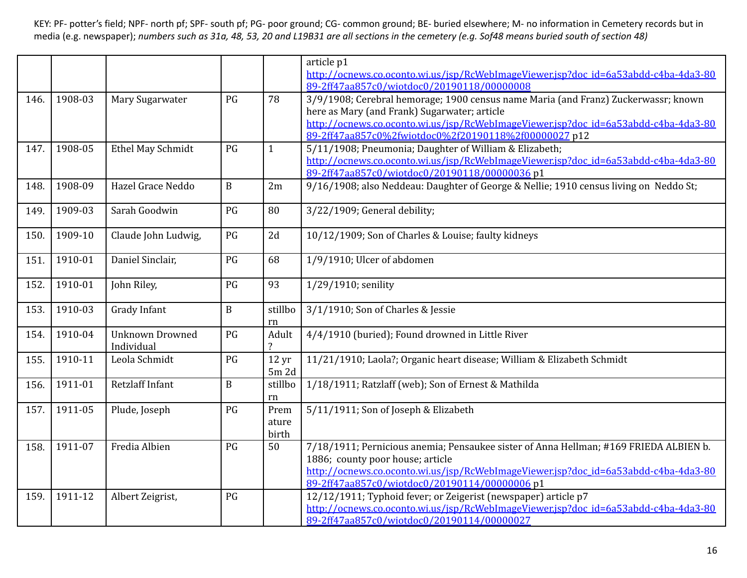KEY: PF- potter's field; NPF- north pf; SPF- south pf; PG- poor ground; CG- common ground; BE- buried elsewhere; M- no information in Cemetery records but in media (e.g. newspaper); *numbers such as 31a, 48, 53, 20 and L19B31 are all sections in the cemetery (e.g. Sof48 means buried south of section 48)*

| | | | | | |
|---|---|---|---|---|---|
| | | | | | article p1 http://ocnews.co.oconto.wi.us/jsp/RcWebImageViewer.jsp?doc_id=6a53abdd-c4ba-4da3-8089-2ff47aa857c0/wiotdoc0/20190118/00000008 |
| 146. | 1908-03 | Mary Sugarwater | PG | 78 | 3/9/1908; Cerebral hemorage; 1900 census name Maria (and Franz) Zuckerwassr; known here as Mary (and Frank) Sugarwater; article http://ocnews.co.oconto.wi.us/jsp/RcWebImageViewer.jsp?doc_id=6a53abdd-c4ba-4da3-8089-2ff47aa857c0%2fwiotdoc0%2f20190118%2f00000027 p12 |
| 147. | 1908-05 | Ethel May Schmidt | PG | 1 | 5/11/1908; Pneumonia; Daughter of William & Elizabeth; http://ocnews.co.oconto.wi.us/jsp/RcWebImageViewer.jsp?doc_id=6a53abdd-c4ba-4da3-8089-2ff47aa857c0/wiotdoc0/20190118/00000036 p1 |
| 148. | 1908-09 | Hazel Grace Neddo | B | 2m | 9/16/1908; also Neddeau: Daughter of George & Nellie; 1910 census living on Neddo St; |
| 149. | 1909-03 | Sarah Goodwin | PG | 80 | 3/22/1909; General debility; |
| 150. | 1909-10 | Claude John Ludwig, | PG | 2d | 10/12/1909; Son of Charles & Louise; faulty kidneys |
| 151. | 1910-01 | Daniel Sinclair, | PG | 68 | 1/9/1910; Ulcer of abdomen |
| 152. | 1910-01 | John Riley, | PG | 93 | 1/29/1910; senility |
| 153. | 1910-03 | Grady Infant | B | stillborn | 3/1/1910; Son of Charles & Jessie |
| 154. | 1910-04 | Unknown Drowned Individual | PG | Adult ? | 4/4/1910 (buried); Found drowned in Little River |
| 155. | 1910-11 | Leola Schmidt | PG | 12 yr 5m 2d | 11/21/1910; Laola?; Organic heart disease; William & Elizabeth Schmidt |
| 156. | 1911-01 | Retzlaff Infant | B | stillborn | 1/18/1911; Ratzlaff (web); Son of Ernest & Mathilda |
| 157. | 1911-05 | Plude, Joseph | PG | Premature birth | 5/11/1911; Son of Joseph & Elizabeth |
| 158. | 1911-07 | Fredia Albien | PG | 50 | 7/18/1911; Pernicious anemia; Pensaukee sister of Anna Hellman; #169 FRIEDA ALBIEN b. 1886; county poor house; article http://ocnews.co.oconto.wi.us/jsp/RcWebImageViewer.jsp?doc_id=6a53abdd-c4ba-4da3-8089-2ff47aa857c0/wiotdoc0/20190114/00000006 p1 |
| 159. | 1911-12 | Albert Zeigrist, | PG | | 12/12/1911; Typhoid fever; or Zeigerist (newspaper) article p7 http://ocnews.co.oconto.wi.us/jsp/RcWebImageViewer.jsp?doc_id=6a53abdd-c4ba-4da3-8089-2ff47aa857c0/wiotdoc0/20190114/00000027 |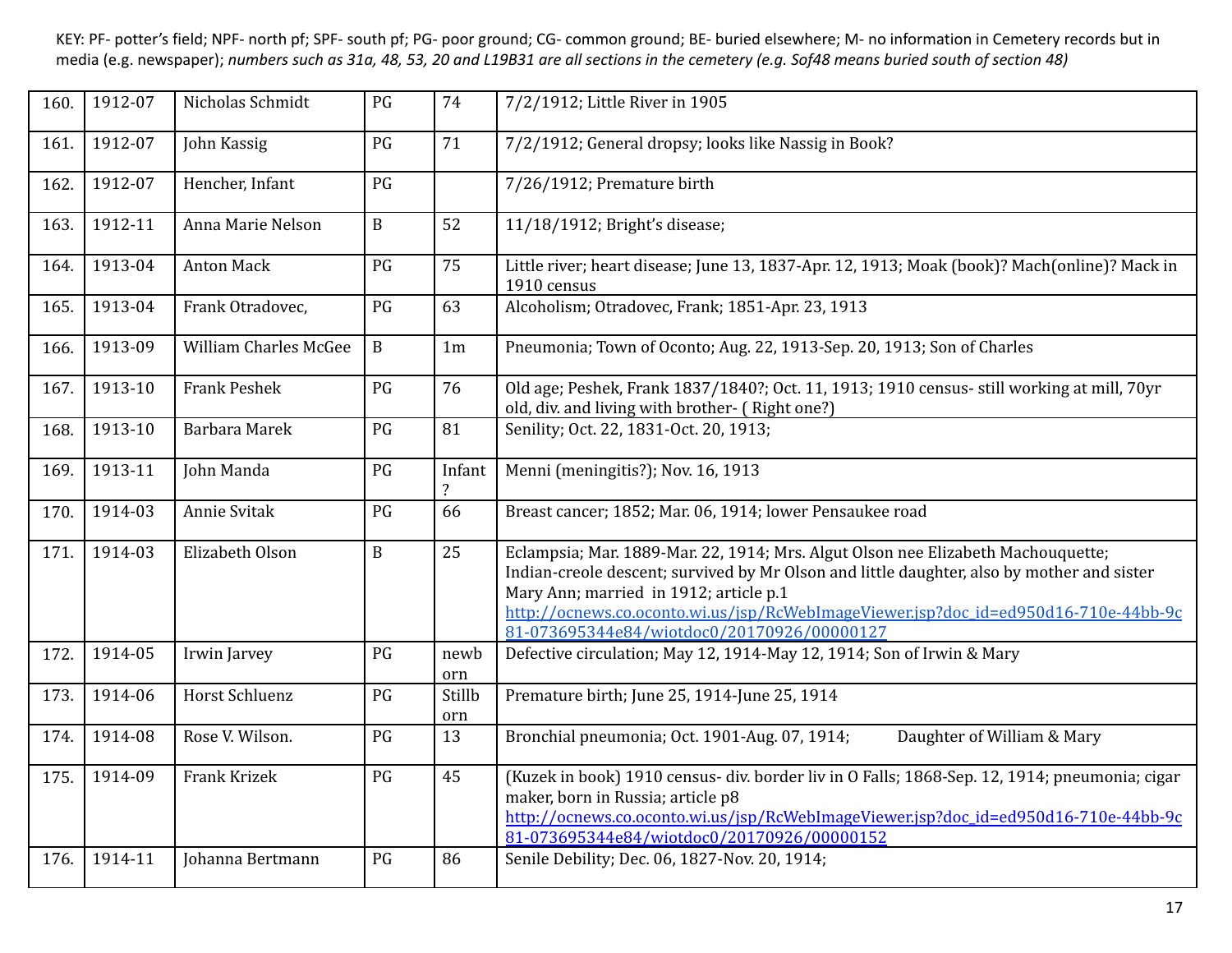KEY: PF- potter's field; NPF- north pf; SPF- south pf; PG- poor ground; CG- common ground; BE- buried elsewhere; M- no information in Cemetery records but in media (e.g. newspaper); *numbers such as 31a, 48, 53, 20 and L19B31 are all sections in the cemetery (e.g. Sof48 means buried south of section 48)*

| | | | | | |
|---|---|---|---|---|---|
| 160. | 1912-07 | Nicholas Schmidt | PG | 74 | 7/2/1912; Little River in 1905 |
| 161. | 1912-07 | John Kassig | PG | 71 | 7/2/1912; General dropsy; looks like Nassig in Book? |
| 162. | 1912-07 | Hencher, Infant | PG | | 7/26/1912; Premature birth |
| 163. | 1912-11 | Anna Marie Nelson | B | 52 | 11/18/1912; Bright's disease; |
| 164. | 1913-04 | Anton Mack | PG | 75 | Little river; heart disease; June 13, 1837-Apr. 12, 1913; Moak (book)? Mach(online)? Mack in 1910 census |
| 165. | 1913-04 | Frank Otradovec, | PG | 63 | Alcoholism; Otradovec, Frank; 1851-Apr. 23, 1913 |
| 166. | 1913-09 | William Charles McGee | B | 1m | Pneumonia; Town of Oconto; Aug. 22, 1913-Sep. 20, 1913; Son of Charles |
| 167. | 1913-10 | Frank Peshek | PG | 76 | Old age; Peshek, Frank 1837/1840?; Oct. 11, 1913; 1910 census- still working at mill, 70yr old, div. and living with brother- ( Right one?) |
| 168. | 1913-10 | Barbara Marek | PG | 81 | Senility; Oct. 22, 1831-Oct. 20, 1913; |
| 169. | 1913-11 | John Manda | PG | Infant ? | Menni (meningitis?); Nov. 16, 1913 |
| 170. | 1914-03 | Annie Svitak | PG | 66 | Breast cancer; 1852; Mar. 06, 1914; lower Pensaukee road |
| 171. | 1914-03 | Elizabeth Olson | B | 25 | Eclampsia; Mar. 1889-Mar. 22, 1914; Mrs. Algut Olson nee Elizabeth Machouquette; Indian-creole descent; survived by Mr Olson and little daughter, also by mother and sister Mary Ann; married in 1912; article p.1 http://ocnews.co.oconto.wi.us/jsp/RcWebImageViewer.jsp?doc_id=ed950d16-710e-44bb-9c81-073695344e84/wiotdoc0/20170926/00000127 |
| 172. | 1914-05 | Irwin Jarvey | PG | newborn | Defective circulation; May 12, 1914-May 12, 1914; Son of Irwin & Mary |
| 173. | 1914-06 | Horst Schluenz | PG | Stillborn | Premature birth; June 25, 1914-June 25, 1914 |
| 174. | 1914-08 | Rose V. Wilson. | PG | 13 | Bronchial pneumonia; Oct. 1901-Aug. 07, 1914; Daughter of William & Mary |
| 175. | 1914-09 | Frank Krizek | PG | 45 | (Kuzek in book) 1910 census- div. border liv in O Falls; 1868-Sep. 12, 1914; pneumonia; cigar maker, born in Russia; article p8 http://ocnews.co.oconto.wi.us/jsp/RcWebImageViewer.jsp?doc_id=ed950d16-710e-44bb-9c81-073695344e84/wiotdoc0/20170926/00000152 |
| 176. | 1914-11 | Johanna Bertmann | PG | 86 | Senile Debility; Dec. 06, 1827-Nov. 20, 1914; |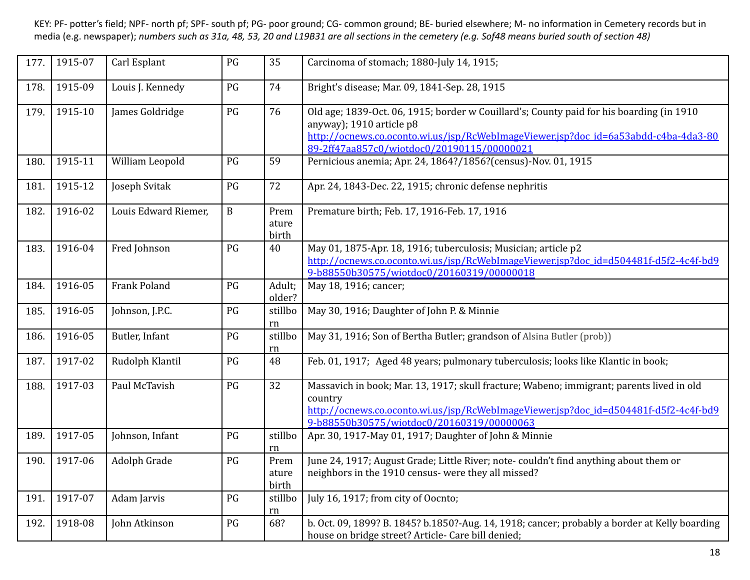KEY: PF- potter's field; NPF- north pf; SPF- south pf; PG- poor ground; CG- common ground; BE- buried elsewhere; M- no information in Cemetery records but in media (e.g. newspaper); *numbers such as 31a, 48, 53, 20 and L19B31 are all sections in the cemetery (e.g. Sof48 means buried south of section 48)*

| | | | | | |
|---|---|---|---|---|---|
| 177. | 1915-07 | Carl Esplant | PG | 35 | Carcinoma of stomach; 1880-July 14, 1915; |
| 178. | 1915-09 | Louis J. Kennedy | PG | 74 | Bright's disease; Mar. 09, 1841-Sep. 28, 1915 |
| 179. | 1915-10 | James Goldridge | PG | 76 | Old age; 1839-Oct. 06, 1915; border w Couillard's; County paid for his boarding (in 1910 anyway); 1910 article p8 http://ocnews.co.oconto.wi.us/jsp/RcWebImageViewer.jsp?doc_id=6a53abdd-c4ba-4da3-8089-2ff47aa857c0/wiotdoc0/20190115/00000021 |
| 180. | 1915-11 | William Leopold | PG | 59 | Pernicious anemia; Apr. 24, 1864?/1856?(census)-Nov. 01, 1915 |
| 181. | 1915-12 | Joseph Svitak | PG | 72 | Apr. 24, 1843-Dec. 22, 1915; chronic defense nephritis |
| 182. | 1916-02 | Louis Edward Riemer, | B | Premature birth | Premature birth; Feb. 17, 1916-Feb. 17, 1916 |
| 183. | 1916-04 | Fred Johnson | PG | 40 | May 01, 1875-Apr. 18, 1916; tuberculosis; Musician; article p2 http://ocnews.co.oconto.wi.us/jsp/RcWebImageViewer.jsp?doc_id=d504481f-d5f2-4c4f-bd99-b88550b30575/wiotdoc0/20160319/00000018 |
| 184. | 1916-05 | Frank Poland | PG | Adult; older? | May 18, 1916; cancer; |
| 185. | 1916-05 | Johnson, J.P.C. | PG | stillborn | May 30, 1916; Daughter of John P. & Minnie |
| 186. | 1916-05 | Butler, Infant | PG | stillborn | May 31, 1916; Son of Bertha Butler; grandson of Alsina Butler (prob)) |
| 187. | 1917-02 | Rudolph Klantil | PG | 48 | Feb. 01, 1917; Aged 48 years; pulmonary tuberculosis; looks like Klantic in book; |
| 188. | 1917-03 | Paul McTavish | PG | 32 | Massavich in book; Mar. 13, 1917; skull fracture; Wabeno; immigrant; parents lived in old country http://ocnews.co.oconto.wi.us/jsp/RcWebImageViewer.jsp?doc_id=d504481f-d5f2-4c4f-bd99-b88550b30575/wiotdoc0/20160319/00000063 |
| 189. | 1917-05 | Johnson, Infant | PG | stillborn | Apr. 30, 1917-May 01, 1917; Daughter of John & Minnie |
| 190. | 1917-06 | Adolph Grade | PG | Premature birth | June 24, 1917; August Grade; Little River; note- couldn't find anything about them or neighbors in the 1910 census- were they all missed? |
| 191. | 1917-07 | Adam Jarvis | PG | stillborn | July 16, 1917; from city of Oocnto; |
| 192. | 1918-08 | John Atkinson | PG | 68? | b. Oct. 09, 1899? B. 1845? b.1850?-Aug. 14, 1918; cancer; probably a border at Kelly boarding house on bridge street? Article- Care bill denied; |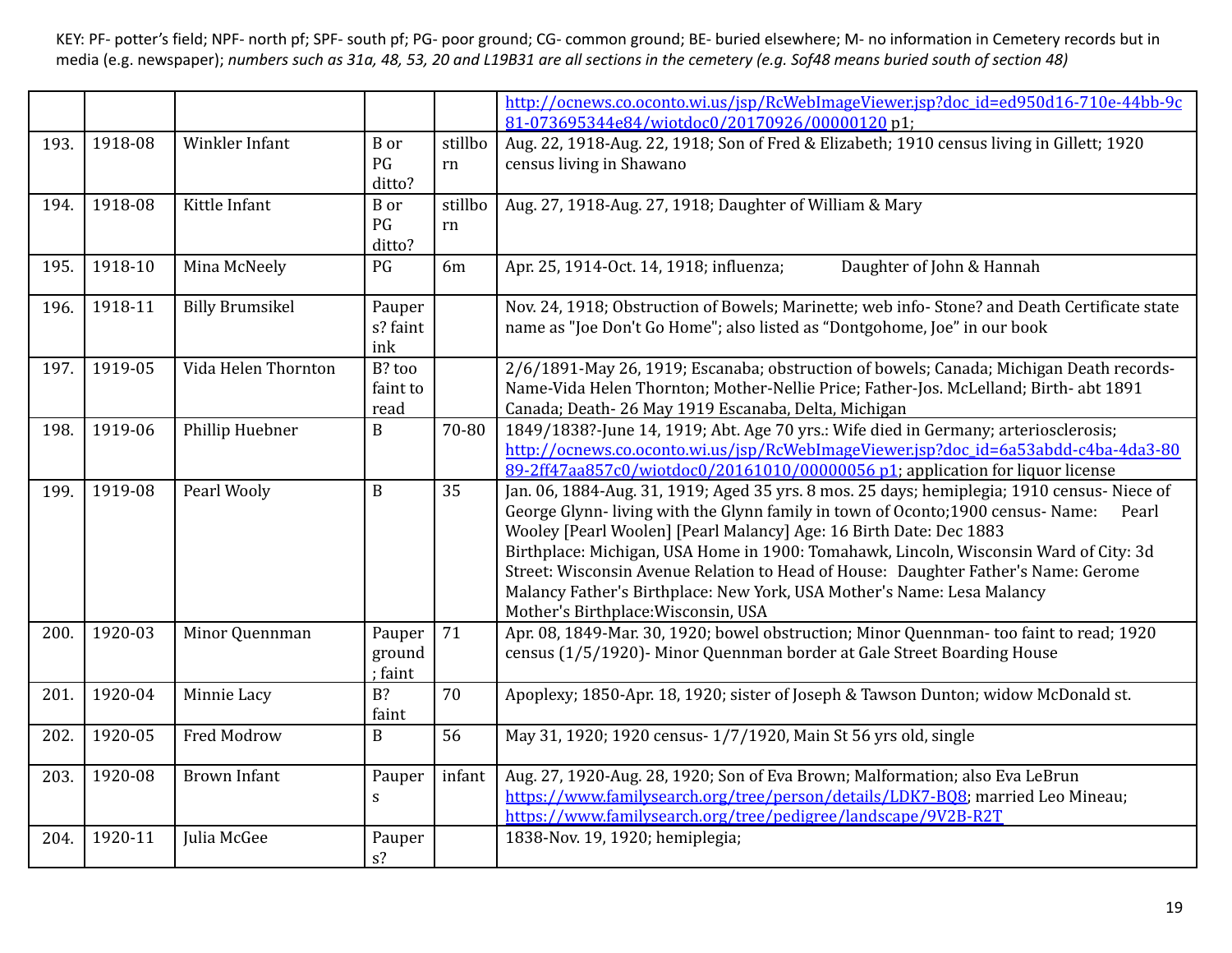KEY: PF- potter's field; NPF- north pf; SPF- south pf; PG- poor ground; CG- common ground; BE- buried elsewhere; M- no information in Cemetery records but in media (e.g. newspaper); *numbers such as 31a, 48, 53, 20 and L19B31 are all sections in the cemetery (e.g. Sof48 means buried south of section 48)*

| | | | | | |
|---|---|---|---|---|---|
| | | | | | http://ocnews.co.oconto.wi.us/jsp/RcWebImageViewer.jsp?doc_id=ed950d16-710e-44bb-9c81-073695344e84/wiotdoc0/20170926/00000120 p1; |
| 193. | 1918-08 | Winkler Infant | B or PG ditto? | stillborn | Aug. 22, 1918-Aug. 22, 1918; Son of Fred & Elizabeth; 1910 census living in Gillett; 1920 census living in Shawano |
| 194. | 1918-08 | Kittle Infant | B or PG ditto? | stillborn | Aug. 27, 1918-Aug. 27, 1918; Daughter of William & Mary |
| 195. | 1918-10 | Mina McNeely | PG | 6m | Apr. 25, 1914-Oct. 14, 1918; influenza; Daughter of John & Hannah |
| 196. | 1918-11 | Billy Brumsikel | Paupers? faint ink | | Nov. 24, 1918; Obstruction of Bowels; Marinette; web info- Stone? and Death Certificate state name as "Joe Don't Go Home"; also listed as "Dontgohome, Joe" in our book |
| 197. | 1919-05 | Vida Helen Thornton | B? too faint to read | | 2/6/1891-May 26, 1919; Escanaba; obstruction of bowels; Canada; Michigan Death records- Name-Vida Helen Thornton; Mother-Nellie Price; Father-Jos. McLelland; Birth- abt 1891 Canada; Death- 26 May 1919 Escanaba, Delta, Michigan |
| 198. | 1919-06 | Phillip Huebner | B | 70-80 | 1849/1838?-June 14, 1919; Abt. Age 70 yrs.: Wife died in Germany; arteriosclerosis; http://ocnews.co.oconto.wi.us/jsp/RcWebImageViewer.jsp?doc_id=6a53abdd-c4ba-4da3-8089-2ff47aa857c0/wiotdoc0/20161010/00000056 p1; application for liquor license |
| 199. | 1919-08 | Pearl Wooly | B | 35 | Jan. 06, 1884-Aug. 31, 1919; Aged 35 yrs. 8 mos. 25 days; hemiplegia; 1910 census- Niece of George Glynn- living with the Glynn family in town of Oconto;1900 census- Name: Pearl Wooley [Pearl Woolen] [Pearl Malancy] Age: 16 Birth Date: Dec 1883 Birthplace: Michigan, USA Home in 1900: Tomahawk, Lincoln, Wisconsin Ward of City: 3d Street: Wisconsin Avenue Relation to Head of House: Daughter Father's Name: Gerome Malancy Father's Birthplace: New York, USA Mother's Name: Lesa Malancy Mother's Birthplace:Wisconsin, USA |
| 200. | 1920-03 | Minor Quennman | Pauper ground; faint | 71 | Apr. 08, 1849-Mar. 30, 1920; bowel obstruction; Minor Quennman- too faint to read; 1920 census (1/5/1920)- Minor Quennman border at Gale Street Boarding House |
| 201. | 1920-04 | Minnie Lacy | B? faint | 70 | Apoplexy; 1850-Apr. 18, 1920; sister of Joseph & Tawson Dunton; widow McDonald st. |
| 202. | 1920-05 | Fred Modrow | B | 56 | May 31, 1920; 1920 census- 1/7/1920, Main St 56 yrs old, single |
| 203. | 1920-08 | Brown Infant | Paupers | infant | Aug. 27, 1920-Aug. 28, 1920; Son of Eva Brown; Malformation; also Eva LeBrun https://www.familysearch.org/tree/person/details/LDK7-BQ8; married Leo Mineau; https://www.familysearch.org/tree/pedigree/landscape/9V2B-R2T |
| 204. | 1920-11 | Julia McGee | Paupers? | | 1838-Nov. 19, 1920; hemiplegia; |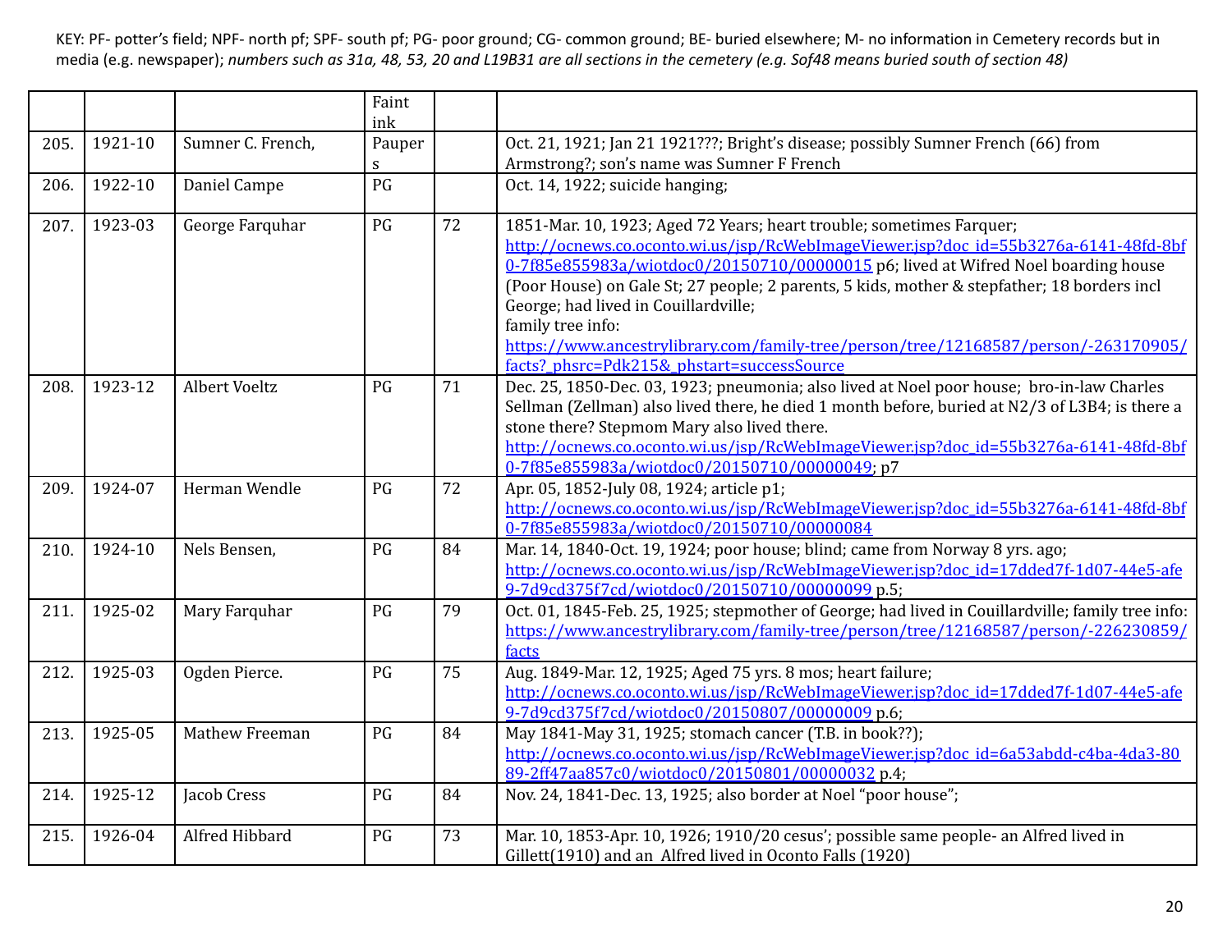KEY: PF- potter's field; NPF- north pf; SPF- south pf; PG- poor ground; CG- common ground; BE- buried elsewhere; M- no information in Cemetery records but in media (e.g. newspaper); *numbers such as 31a, 48, 53, 20 and L19B31 are all sections in the cemetery (e.g. Sof48 means buried south of section 48)*

| | | | Faint ink | | |
|---|---|---|---|---|---|
| 205. | 1921-10 | Sumner C. French, | Paupers | | Oct. 21, 1921; Jan 21 1921???; Bright's disease; possibly Sumner French (66) from Armstrong?; son's name was Sumner F French |
| 206. | 1922-10 | Daniel Campe | PG | | Oct. 14, 1922; suicide hanging; |
| 207. | 1923-03 | George Farquhar | PG | 72 | 1851-Mar. 10, 1923; Aged 72 Years; heart trouble; sometimes Farquer; http://ocnews.co.oconto.wi.us/jsp/RcWebImageViewer.jsp?doc_id=55b3276a-6141-48fd-8bf0-7f85e855983a/wiotdoc0/20150710/00000015 p6; lived at Wifred Noel boarding house (Poor House) on Gale St; 27 people; 2 parents, 5 kids, mother & stepfather; 18 borders incl George; had lived in Couillardville; family tree info: https://www.ancestrylibrary.com/family-tree/person/tree/12168587/person/-263170905/facts?_phsrc=Pdk215&_phstart=successSource |
| 208. | 1923-12 | Albert Voeltz | PG | 71 | Dec. 25, 1850-Dec. 03, 1923; pneumonia; also lived at Noel poor house; bro-in-law Charles Sellman (Zellman) also lived there, he died 1 month before, buried at N2/3 of L3B4; is there a stone there? Stepmom Mary also lived there. http://ocnews.co.oconto.wi.us/jsp/RcWebImageViewer.jsp?doc_id=55b3276a-6141-48fd-8bf0-7f85e855983a/wiotdoc0/20150710/00000049; p7 |
| 209. | 1924-07 | Herman Wendle | PG | 72 | Apr. 05, 1852-July 08, 1924; article p1; http://ocnews.co.oconto.wi.us/jsp/RcWebImageViewer.jsp?doc_id=55b3276a-6141-48fd-8bf0-7f85e855983a/wiotdoc0/20150710/00000084 |
| 210. | 1924-10 | Nels Bensen, | PG | 84 | Mar. 14, 1840-Oct. 19, 1924; poor house; blind; came from Norway 8 yrs. ago; http://ocnews.co.oconto.wi.us/jsp/RcWebImageViewer.jsp?doc_id=17dded7f-1d07-44e5-afe9-7d9cd375f7cd/wiotdoc0/20150710/00000099 p.5; |
| 211. | 1925-02 | Mary Farquhar | PG | 79 | Oct. 01, 1845-Feb. 25, 1925; stepmother of George; had lived in Couillardville; family tree info: https://www.ancestrylibrary.com/family-tree/person/tree/12168587/person/-226230859/facts |
| 212. | 1925-03 | Ogden Pierce. | PG | 75 | Aug. 1849-Mar. 12, 1925; Aged 75 yrs. 8 mos; heart failure; http://ocnews.co.oconto.wi.us/jsp/RcWebImageViewer.jsp?doc_id=17dded7f-1d07-44e5-afe9-7d9cd375f7cd/wiotdoc0/20150807/00000009 p.6; |
| 213. | 1925-05 | Mathew Freeman | PG | 84 | May 1841-May 31, 1925; stomach cancer (T.B. in book??); http://ocnews.co.oconto.wi.us/jsp/RcWebImageViewer.jsp?doc_id=6a53abdd-c4ba-4da3-8089-2ff47aa857c0/wiotdoc0/20150801/00000032 p.4; |
| 214. | 1925-12 | Jacob Cress | PG | 84 | Nov. 24, 1841-Dec. 13, 1925; also border at Noel "poor house"; |
| 215. | 1926-04 | Alfred Hibbard | PG | 73 | Mar. 10, 1853-Apr. 10, 1926; 1910/20 cesus'; possible same people- an Alfred lived in Gillett(1910) and an Alfred lived in Oconto Falls (1920) |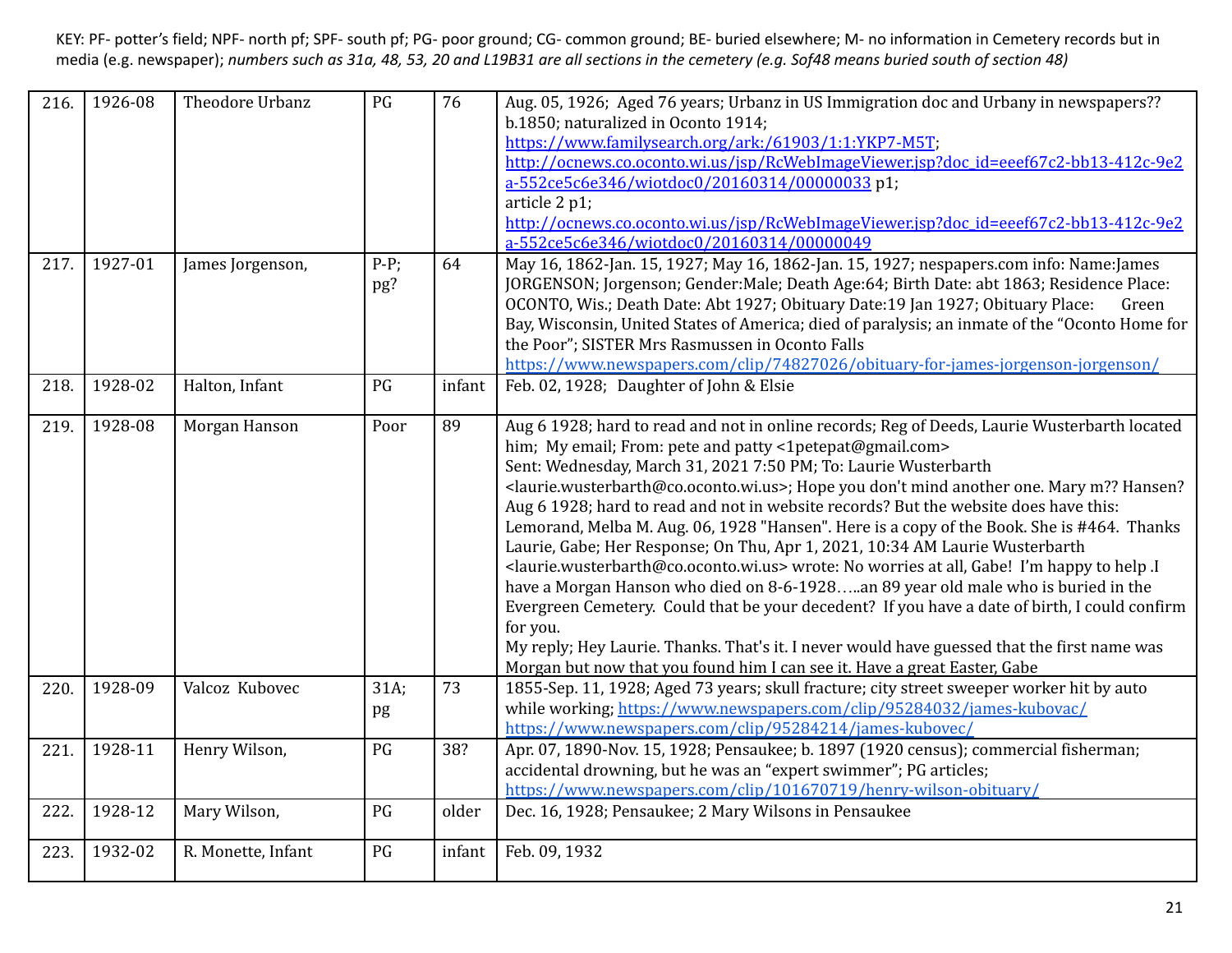KEY: PF- potter's field; NPF- north pf; SPF- south pf; PG- poor ground; CG- common ground; BE- buried elsewhere; M- no information in Cemetery records but in media (e.g. newspaper); *numbers such as 31a, 48, 53, 20 and L19B31 are all sections in the cemetery (e.g. Sof48 means buried south of section 48)*

| | | | | | |
|---|---|---|---|---|---|
| 216. | 1926-08 | Theodore Urbanz | PG | 76 | Aug. 05, 1926; Aged 76 years; Urbanz in US Immigration doc and Urbany in newspapers?? b.1850; naturalized in Oconto 1914; https://www.familysearch.org/ark:/61903/1:1:YKP7-M5T; http://ocnews.co.oconto.wi.us/jsp/RcWebImageViewer.jsp?doc_id=eeef67c2-bb13-412c-9e2a-552ce5c6e346/wiotdoc0/20160314/00000033 p1; article 2 p1; http://ocnews.co.oconto.wi.us/jsp/RcWebImageViewer.jsp?doc_id=eeef67c2-bb13-412c-9e2a-552ce5c6e346/wiotdoc0/20160314/00000049 |
| 217. | 1927-01 | James Jorgenson, | P-P; pg? | 64 | May 16, 1862-Jan. 15, 1927; May 16, 1862-Jan. 15, 1927; nespapers.com info: Name:James JORGENSON; Jorgenson; Gender:Male; Death Age:64; Birth Date: abt 1863; Residence Place: OCONTO, Wis.; Death Date: Abt 1927; Obituary Date:19 Jan 1927; Obituary Place: Green Bay, Wisconsin, United States of America; died of paralysis; an inmate of the "Oconto Home for the Poor"; SISTER Mrs Rasmussen in Oconto Falls https://www.newspapers.com/clip/74827026/obituary-for-james-jorgenson-jorgenson/ |
| 218. | 1928-02 | Halton, Infant | PG | infant | Feb. 02, 1928; Daughter of John & Elsie |
| 219. | 1928-08 | Morgan Hanson | Poor | 89 | Aug 6 1928; hard to read and not in online records; Reg of Deeds, Laurie Wusterbarth located him; My email; From: pete and patty <1petepat@gmail.com> Sent: Wednesday, March 31, 2021 7:50 PM; To: Laurie Wusterbarth <laurie.wusterbarth@co.oconto.wi.us>; Hope you don't mind another one. Mary m?? Hansen? Aug 6 1928; hard to read and not in website records? But the website does have this: Lemorand, Melba M. Aug. 06, 1928 "Hansen". Here is a copy of the Book. She is #464. Thanks Laurie, Gabe; Her Response; On Thu, Apr 1, 2021, 10:34 AM Laurie Wusterbarth <laurie.wusterbarth@co.oconto.wi.us> wrote: No worries at all, Gabe! I'm happy to help .I have a Morgan Hanson who died on 8-6-1928…..an 89 year old male who is buried in the Evergreen Cemetery. Could that be your decedent? If you have a date of birth, I could confirm for you. My reply; Hey Laurie. Thanks. That's it. I never would have guessed that the first name was Morgan but now that you found him I can see it. Have a great Easter, Gabe |
| 220. | 1928-09 | Valcoz Kubovec | 31A; pg | 73 | 1855-Sep. 11, 1928; Aged 73 years; skull fracture; city street sweeper worker hit by auto while working; https://www.newspapers.com/clip/95284032/james-kubovac/ https://www.newspapers.com/clip/95284214/james-kubovec/ |
| 221. | 1928-11 | Henry Wilson, | PG | 38? | Apr. 07, 1890-Nov. 15, 1928; Pensaukee; b. 1897 (1920 census); commercial fisherman; accidental drowning, but he was an "expert swimmer"; PG articles; https://www.newspapers.com/clip/101670719/henry-wilson-obituary/ |
| 222. | 1928-12 | Mary Wilson, | PG | older | Dec. 16, 1928; Pensaukee; 2 Mary Wilsons in Pensaukee |
| 223. | 1932-02 | R. Monette, Infant | PG | infant | Feb. 09, 1932 |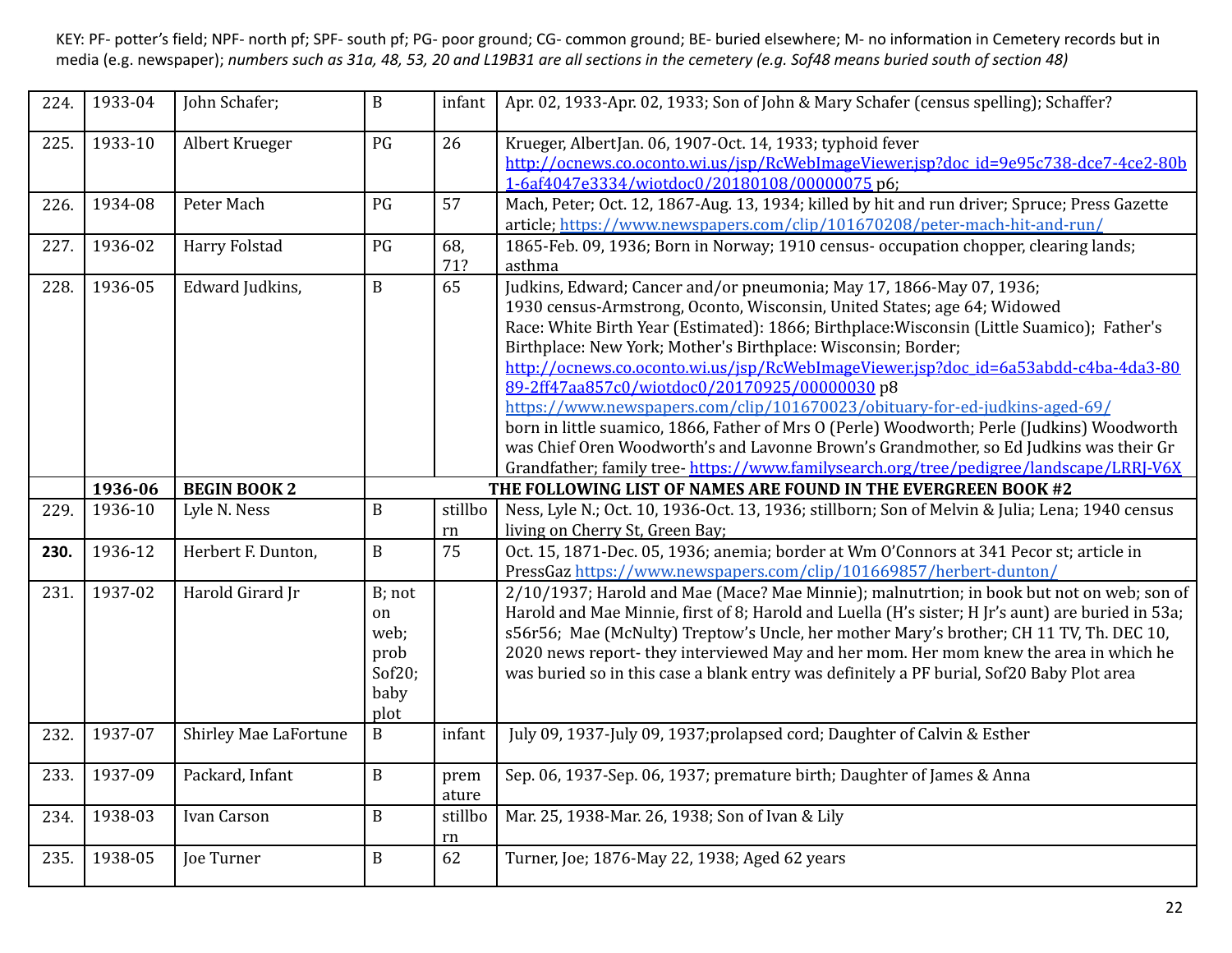KEY: PF- potter's field; NPF- north pf; SPF- south pf; PG- poor ground; CG- common ground; BE- buried elsewhere; M- no information in Cemetery records but in media (e.g. newspaper); *numbers such as 31a, 48, 53, 20 and L19B31 are all sections in the cemetery (e.g. Sof48 means buried south of section 48)*

| | | | | | |
|---|---|---|---|---|---|
| 224. | 1933-04 | John Schafer; | B | infant | Apr. 02, 1933-Apr. 02, 1933; Son of John & Mary Schafer (census spelling); Schaffer? |
| 225. | 1933-10 | Albert Krueger | PG | 26 | Krueger, AlbertJan. 06, 1907-Oct. 14, 1933; typhoid fever http://ocnews.co.oconto.wi.us/jsp/RcWebImageViewer.jsp?doc_id=9e95c738-dce7-4ce2-80b1-6af4047e3334/wiotdoc0/20180108/00000075 p6; |
| 226. | 1934-08 | Peter Mach | PG | 57 | Mach, Peter; Oct. 12, 1867-Aug. 13, 1934; killed by hit and run driver; Spruce; Press Gazette article; https://www.newspapers.com/clip/101670208/peter-mach-hit-and-run/ |
| 227. | 1936-02 | Harry Folstad | PG | 68, 71? | 1865-Feb. 09, 1936; Born in Norway; 1910 census- occupation chopper, clearing lands; asthma |
| 228. | 1936-05 | Edward Judkins, | B | 65 | Judkins, Edward; Cancer and/or pneumonia; May 17, 1866-May 07, 1936; 1930 census-Armstrong, Oconto, Wisconsin, United States; age 64; Widowed Race: White Birth Year (Estimated): 1866; Birthplace:Wisconsin (Little Suamico); Father's Birthplace: New York; Mother's Birthplace: Wisconsin; Border; http://ocnews.co.oconto.wi.us/jsp/RcWebImageViewer.jsp?doc_id=6a53abdd-c4ba-4da3-8089-2ff47aa857c0/wiotdoc0/20170925/00000030 p8 https://www.newspapers.com/clip/101670023/obituary-for-ed-judkins-aged-69/ born in little suamico, 1866, Father of Mrs O (Perle) Woodworth; Perle (Judkins) Woodworth was Chief Oren Woodworth's and Lavonne Brown's Grandmother, so Ed Judkins was their Gr Grandfather; family tree- https://www.familysearch.org/tree/pedigree/landscape/LRRJ-V6X |
| | **1936-06** | **BEGIN BOOK 2** | **THE FOLLOWING LIST OF NAMES ARE FOUND IN THE EVERGREEN BOOK #2** | | |
| 229. | 1936-10 | Lyle N. Ness | B | stillborn | Ness, Lyle N.; Oct. 10, 1936-Oct. 13, 1936; stillborn; Son of Melvin & Julia; Lena; 1940 census living on Cherry St, Green Bay; |
| **230.** | 1936-12 | Herbert F. Dunton, | B | 75 | Oct. 15, 1871-Dec. 05, 1936; anemia; border at Wm O'Connors at 341 Pecor st; article in PressGaz https://www.newspapers.com/clip/101669857/herbert-dunton/ |
| 231. | 1937-02 | Harold Girard Jr | B; not on web; prob Sof20; baby plot | | 2/10/1937; Harold and Mae (Mace? Mae Minnie); malnutrtion; in book but not on web; son of Harold and Mae Minnie, first of 8; Harold and Luella (H's sister; H Jr's aunt) are buried in 53a; s56r56; Mae (McNulty) Treptow's Uncle, her mother Mary's brother; CH 11 TV, Th. DEC 10, 2020 news report- they interviewed May and her mom. Her mom knew the area in which he was buried so in this case a blank entry was definitely a PF burial, Sof20 Baby Plot area |
| 232. | 1937-07 | Shirley Mae LaFortune | B | infant | July 09, 1937-July 09, 1937;prolapsed cord; Daughter of Calvin & Esther |
| 233. | 1937-09 | Packard, Infant | B | premature | Sep. 06, 1937-Sep. 06, 1937; premature birth; Daughter of James & Anna |
| 234. | 1938-03 | Ivan Carson | B | stillborn | Mar. 25, 1938-Mar. 26, 1938; Son of Ivan & Lily |
| 235. | 1938-05 | Joe Turner | B | 62 | Turner, Joe; 1876-May 22, 1938; Aged 62 years |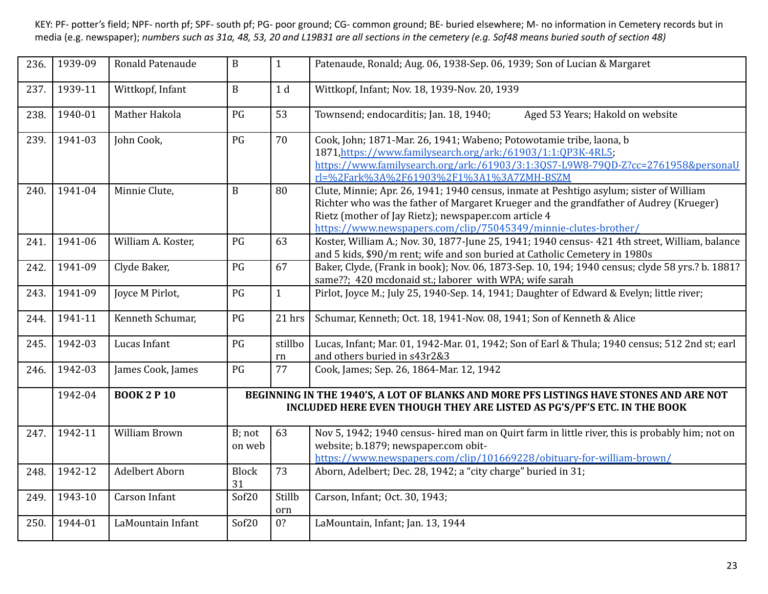KEY: PF- potter's field; NPF- north pf; SPF- south pf; PG- poor ground; CG- common ground; BE- buried elsewhere; M- no information in Cemetery records but in media (e.g. newspaper); *numbers such as 31a, 48, 53, 20 and L19B31 are all sections in the cemetery (e.g. Sof48 means buried south of section 48)*

| | | | | | |
|---|---|---|---|---|---|
| 236. | 1939-09 | Ronald Patenaude | B | 1 | Patenaude, Ronald; Aug. 06, 1938-Sep. 06, 1939; Son of Lucian & Margaret |
| 237. | 1939-11 | Wittkopf, Infant | B | 1 d | Wittkopf, Infant; Nov. 18, 1939-Nov. 20, 1939 |
| 238. | 1940-01 | Mather Hakola | PG | 53 | Townsend; endocarditis; Jan. 18, 1940; Aged 53 Years; Hakold on website |
| 239. | 1941-03 | John Cook, | PG | 70 | Cook, John; 1871-Mar. 26, 1941; Wabeno; Potowotamie tribe, laona, b 1871,https://www.familysearch.org/ark:/61903/1:1:QP3K-4RL5; https://www.familysearch.org/ark:/61903/3:1:3QS7-L9W8-79QD-Z?cc=2761958&personaUrl=%2Fark%3A%2F61903%2F1%3A1%3A7ZMH-BSZM |
| 240. | 1941-04 | Minnie Clute, | B | 80 | Clute, Minnie; Apr. 26, 1941; 1940 census, inmate at Peshtigo asylum; sister of William Richter who was the father of Margaret Krueger and the grandfather of Audrey (Krueger) Rietz (mother of Jay Rietz); newspaper.com article 4 https://www.newspapers.com/clip/75045349/minnie-clutes-brother/ |
| 241. | 1941-06 | William A. Koster, | PG | 63 | Koster, William A.; Nov. 30, 1877-June 25, 1941; 1940 census- 421 4th street, William, balance and 5 kids, $90/m rent; wife and son buried at Catholic Cemetery in 1980s |
| 242. | 1941-09 | Clyde Baker, | PG | 67 | Baker, Clyde, (Frank in book); Nov. 06, 1873-Sep. 10, 194; 1940 census; clyde 58 yrs.? b. 1881? same??; 420 mcdonaid st.; laborer with WPA; wife sarah |
| 243. | 1941-09 | Joyce M Pirlot, | PG | 1 | Pirlot, Joyce M.; July 25, 1940-Sep. 14, 1941; Daughter of Edward & Evelyn; little river; |
| 244. | 1941-11 | Kenneth Schumar, | PG | 21 hrs | Schumar, Kenneth; Oct. 18, 1941-Nov. 08, 1941; Son of Kenneth & Alice |
| 245. | 1942-03 | Lucas Infant | PG | stillborn | Lucas, Infant; Mar. 01, 1942-Mar. 01, 1942; Son of Earl & Thula; 1940 census; 512 2nd st; earl and others buried in s43r2&3 |
| 246. | 1942-03 | James Cook, James | PG | 77 | Cook, James; Sep. 26, 1864-Mar. 12, 1942 |
| | 1942-04 | **BOOK 2 P 10** | **BEGINNING IN THE 1940'S, A LOT OF BLANKS AND MORE PFS LISTINGS HAVE STONES AND ARE NOT INCLUDED HERE EVEN THOUGH THEY ARE LISTED AS PG'S/PF'S ETC. IN THE BOOK** | | |
| 247. | 1942-11 | William Brown | B; not on web | 63 | Nov 5, 1942; 1940 census- hired man on Quirt farm in little river, this is probably him; not on website; b.1879; newspaper.com obit- https://www.newspapers.com/clip/101669228/obituary-for-william-brown/ |
| 248. | 1942-12 | Adelbert Aborn | Block 31 | 73 | Aborn, Adelbert; Dec. 28, 1942; a "city charge" buried in 31; |
| 249. | 1943-10 | Carson Infant | Sof20 | Stillborn | Carson, Infant; Oct. 30, 1943; |
| 250. | 1944-01 | LaMountain Infant | Sof20 | 0? | LaMountain, Infant; Jan. 13, 1944 |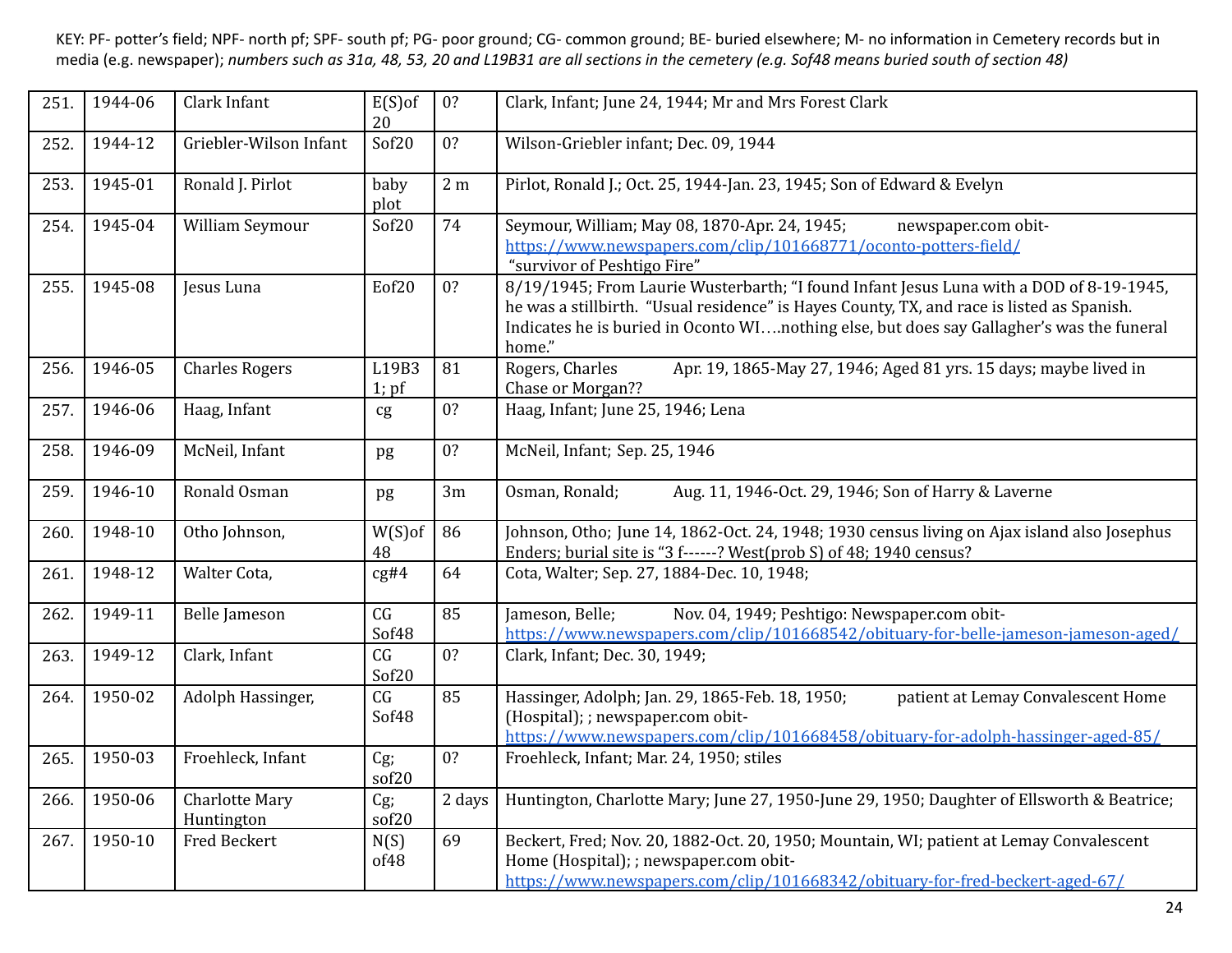KEY: PF- potter's field; NPF- north pf; SPF- south pf; PG- poor ground; CG- common ground; BE- buried elsewhere; M- no information in Cemetery records but in media (e.g. newspaper); *numbers such as 31a, 48, 53, 20 and L19B31 are all sections in the cemetery (e.g. Sof48 means buried south of section 48)*

| | | | | | |
|---|---|---|---|---|---|
| 251. | 1944-06 | Clark Infant | E(S)of 20 | 0? | Clark, Infant; June 24, 1944; Mr and Mrs Forest Clark |
| 252. | 1944-12 | Griebler-Wilson Infant | Sof20 | 0? | Wilson-Griebler infant; Dec. 09, 1944 |
| 253. | 1945-01 | Ronald J. Pirlot | baby plot | 2 m | Pirlot, Ronald J.; Oct. 25, 1944-Jan. 23, 1945; Son of Edward & Evelyn |
| 254. | 1945-04 | William Seymour | Sof20 | 74 | Seymour, William; May 08, 1870-Apr. 24, 1945; newspaper.com obit- https://www.newspapers.com/clip/101668771/oconto-potters-field/ "survivor of Peshtigo Fire" |
| 255. | 1945-08 | Jesus Luna | Eof20 | 0? | 8/19/1945; From Laurie Wusterbarth; "I found Infant Jesus Luna with a DOD of 8-19-1945, he was a stillbirth. "Usual residence" is Hayes County, TX, and race is listed as Spanish. Indicates he is buried in Oconto WI….nothing else, but does say Gallagher's was the funeral home." |
| 256. | 1946-05 | Charles Rogers | L19B31; pf | 81 | Rogers, Charles Apr. 19, 1865-May 27, 1946; Aged 81 yrs. 15 days; maybe lived in Chase or Morgan?? |
| 257. | 1946-06 | Haag, Infant | cg | 0? | Haag, Infant; June 25, 1946; Lena |
| 258. | 1946-09 | McNeil, Infant | pg | 0? | McNeil, Infant; Sep. 25, 1946 |
| 259. | 1946-10 | Ronald Osman | pg | 3m | Osman, Ronald; Aug. 11, 1946-Oct. 29, 1946; Son of Harry & Laverne |
| 260. | 1948-10 | Otho Johnson, | W(S)of 48 | 86 | Johnson, Otho; June 14, 1862-Oct. 24, 1948; 1930 census living on Ajax island also Josephus Enders; burial site is "3 f------? West(prob S) of 48; 1940 census? |
| 261. | 1948-12 | Walter Cota, | cg#4 | 64 | Cota, Walter; Sep. 27, 1884-Dec. 10, 1948; |
| 262. | 1949-11 | Belle Jameson | CG Sof48 | 85 | Jameson, Belle; Nov. 04, 1949; Peshtigo: Newspaper.com obit- https://www.newspapers.com/clip/101668542/obituary-for-belle-jameson-jameson-aged/ |
| 263. | 1949-12 | Clark, Infant | CG Sof20 | 0? | Clark, Infant; Dec. 30, 1949; |
| 264. | 1950-02 | Adolph Hassinger, | CG Sof48 | 85 | Hassinger, Adolph; Jan. 29, 1865-Feb. 18, 1950; patient at Lemay Convalescent Home (Hospital); ; newspaper.com obit- https://www.newspapers.com/clip/101668458/obituary-for-adolph-hassinger-aged-85/ |
| 265. | 1950-03 | Froehleck, Infant | Cg; sof20 | 0? | Froehleck, Infant; Mar. 24, 1950; stiles |
| 266. | 1950-06 | Charlotte Mary Huntington | Cg; sof20 | 2 days | Huntington, Charlotte Mary; June 27, 1950-June 29, 1950; Daughter of Ellsworth & Beatrice; |
| 267. | 1950-10 | Fred Beckert | N(S) of48 | 69 | Beckert, Fred; Nov. 20, 1882-Oct. 20, 1950; Mountain, WI; patient at Lemay Convalescent Home (Hospital); ; newspaper.com obit- https://www.newspapers.com/clip/101668342/obituary-for-fred-beckert-aged-67/ |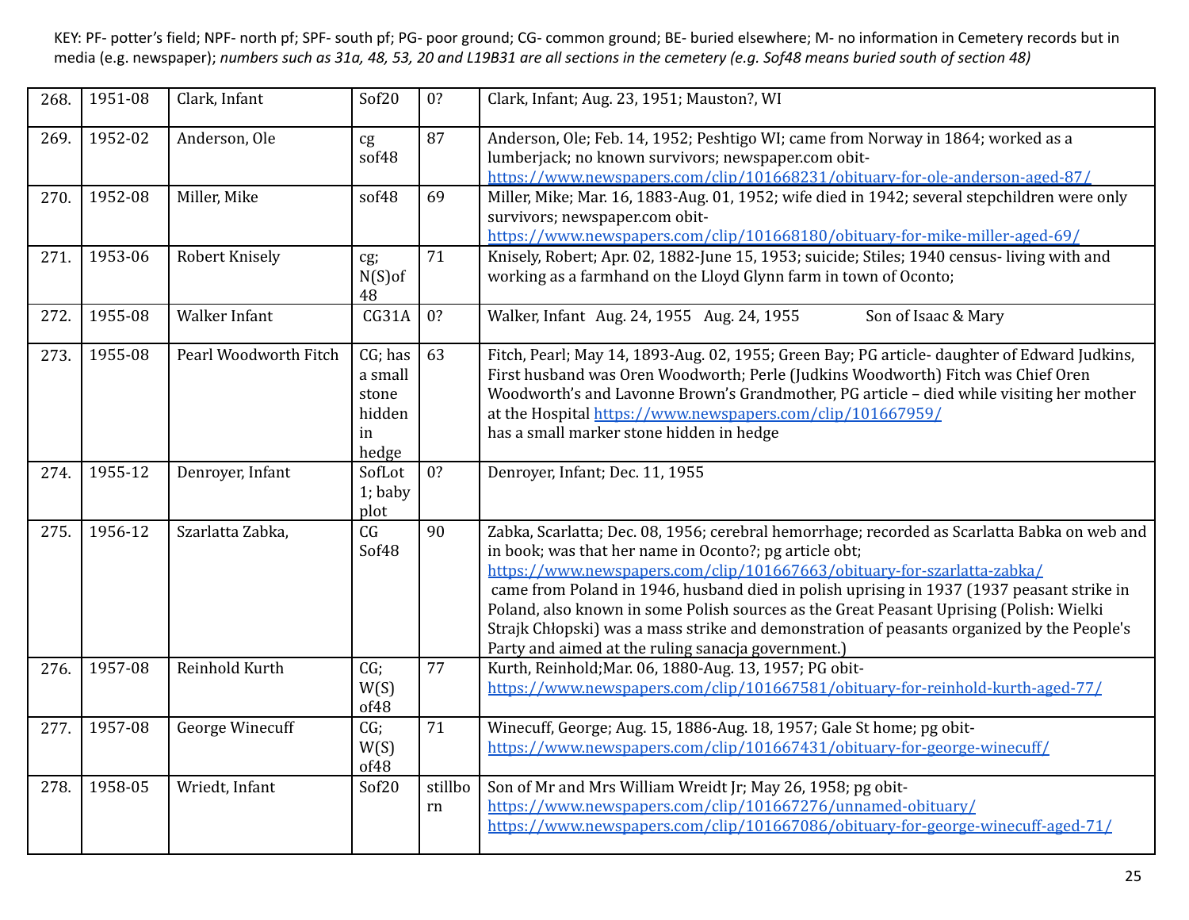KEY: PF- potter's field; NPF- north pf; SPF- south pf; PG- poor ground; CG- common ground; BE- buried elsewhere; M- no information in Cemetery records but in media (e.g. newspaper); *numbers such as 31a, 48, 53, 20 and L19B31 are all sections in the cemetery (e.g. Sof48 means buried south of section 48)*

| | | | | | |
|---|---|---|---|---|---|
| 268. | 1951-08 | Clark, Infant | Sof20 | 0? | Clark, Infant; Aug. 23, 1951; Mauston?, WI |
| 269. | 1952-02 | Anderson, Ole | cg sof48 | 87 | Anderson, Ole; Feb. 14, 1952; Peshtigo WI; came from Norway in 1864; worked as a lumberjack; no known survivors; newspaper.com obit- https://www.newspapers.com/clip/101668231/obituary-for-ole-anderson-aged-87/ |
| 270. | 1952-08 | Miller, Mike | sof48 | 69 | Miller, Mike; Mar. 16, 1883-Aug. 01, 1952; wife died in 1942; several stepchildren were only survivors; newspaper.com obit- https://www.newspapers.com/clip/101668180/obituary-for-mike-miller-aged-69/ |
| 271. | 1953-06 | Robert Knisely | cg; N(S)of 48 | 71 | Knisely, Robert; Apr. 02, 1882-June 15, 1953; suicide; Stiles; 1940 census- living with and working as a farmhand on the Lloyd Glynn farm in town of Oconto; |
| 272. | 1955-08 | Walker Infant | CG31A | 0? | Walker, Infant Aug. 24, 1955 Aug. 24, 1955 Son of Isaac & Mary |
| 273. | 1955-08 | Pearl Woodworth Fitch | CG; has a small stone hidden in hedge | 63 | Fitch, Pearl; May 14, 1893-Aug. 02, 1955; Green Bay; PG article- daughter of Edward Judkins, First husband was Oren Woodworth; Perle (Judkins Woodworth) Fitch was Chief Oren Woodworth's and Lavonne Brown's Grandmother, PG article – died while visiting her mother at the Hospital https://www.newspapers.com/clip/101667959/ has a small marker stone hidden in hedge |
| 274. | 1955-12 | Denroyer, Infant | SofLot 1; baby plot | 0? | Denroyer, Infant; Dec. 11, 1955 |
| 275. | 1956-12 | Szarlatta Zabka, | CG Sof48 | 90 | Zabka, Scarlatta; Dec. 08, 1956; cerebral hemorrhage; recorded as Scarlatta Babka on web and in book; was that her name in Oconto?; pg article obt; https://www.newspapers.com/clip/101667663/obituary-for-szarlatta-zabka/ came from Poland in 1946, husband died in polish uprising in 1937 (1937 peasant strike in Poland, also known in some Polish sources as the Great Peasant Uprising (Polish: Wielki Strajk Chłopski) was a mass strike and demonstration of peasants organized by the People's Party and aimed at the ruling sanacja government.) |
| 276. | 1957-08 | Reinhold Kurth | CG; W(S) of48 | 77 | Kurth, Reinhold;Mar. 06, 1880-Aug. 13, 1957; PG obit- https://www.newspapers.com/clip/101667581/obituary-for-reinhold-kurth-aged-77/ |
| 277. | 1957-08 | George Winecuff | CG; W(S) of48 | 71 | Winecuff, George; Aug. 15, 1886-Aug. 18, 1957; Gale St home; pg obit- https://www.newspapers.com/clip/101667431/obituary-for-george-winecuff/ |
| 278. | 1958-05 | Wriedt, Infant | Sof20 | stillborn | Son of Mr and Mrs William Wreidt Jr; May 26, 1958; pg obit- https://www.newspapers.com/clip/101667276/unnamed-obituary/ https://www.newspapers.com/clip/101667086/obituary-for-george-winecuff-aged-71/ |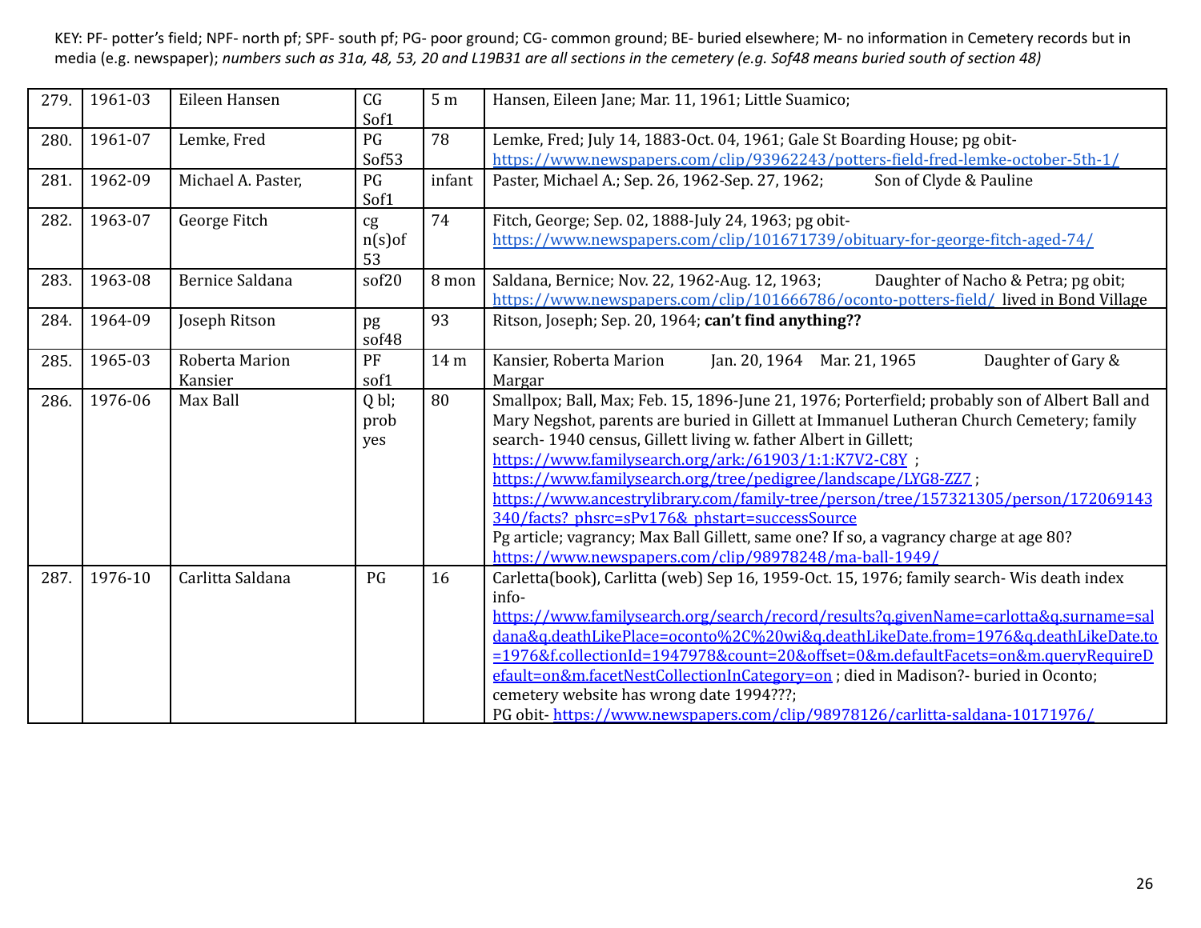KEY: PF- potter's field; NPF- north pf; SPF- south pf; PG- poor ground; CG- common ground; BE- buried elsewhere; M- no information in Cemetery records but in media (e.g. newspaper); *numbers such as 31a, 48, 53, 20 and L19B31 are all sections in the cemetery (e.g. Sof48 means buried south of section 48)*

| | | | | | |
|---|---|---|---|---|---|
| 279. | 1961-03 | Eileen Hansen | CG Sof1 | 5 m | Hansen, Eileen Jane; Mar. 11, 1961; Little Suamico; |
| 280. | 1961-07 | Lemke, Fred | PG Sof53 | 78 | Lemke, Fred; July 14, 1883-Oct. 04, 1961; Gale St Boarding House; pg obit- https://www.newspapers.com/clip/93962243/potters-field-fred-lemke-october-5th-1/ |
| 281. | 1962-09 | Michael A. Paster, | PG Sof1 | infant | Paster, Michael A.; Sep. 26, 1962-Sep. 27, 1962; Son of Clyde & Pauline |
| 282. | 1963-07 | George Fitch | cg n(s)of 53 | 74 | Fitch, George; Sep. 02, 1888-July 24, 1963; pg obit- https://www.newspapers.com/clip/101671739/obituary-for-george-fitch-aged-74/ |
| 283. | 1963-08 | Bernice Saldana | sof20 | 8 mon | Saldana, Bernice; Nov. 22, 1962-Aug. 12, 1963; Daughter of Nacho & Petra; pg obit; https://www.newspapers.com/clip/101666786/oconto-potters-field/ lived in Bond Village |
| 284. | 1964-09 | Joseph Ritson | pg sof48 | 93 | Ritson, Joseph; Sep. 20, 1964; **can't find anything??** |
| 285. | 1965-03 | Roberta Marion Kansier | PF sof1 | 14 m | Kansier, Roberta Marion Jan. 20, 1964 Mar. 21, 1965 Daughter of Gary & Margar |
| 286. | 1976-06 | Max Ball | Q bl; prob yes | 80 | Smallpox; Ball, Max; Feb. 15, 1896-June 21, 1976; Porterfield; probably son of Albert Ball and Mary Negshot, parents are buried in Gillett at Immanuel Lutheran Church Cemetery; family search- 1940 census, Gillett living w. father Albert in Gillett; https://www.familysearch.org/ark:/61903/1:1:K7V2-C8Y ; https://www.familysearch.org/tree/pedigree/landscape/LYG8-ZZ7 ; https://www.ancestrylibrary.com/family-tree/person/tree/157321305/person/172069143340/facts?_phsrc=sPv176&_phstart=successSource Pg article; vagrancy; Max Ball Gillett, same one? If so, a vagrancy charge at age 80? https://www.newspapers.com/clip/98978248/ma-ball-1949/ |
| 287. | 1976-10 | Carlitta Saldana | PG | 16 | Carletta(book), Carlitta (web) Sep 16, 1959-Oct. 15, 1976; family search- Wis death index info- https://www.familysearch.org/search/record/results?q.givenName=carlotta&q.surname=saldana&q.deathLikePlace=oconto%2C%20wi&q.deathLikeDate.from=1976&q.deathLikeDate.to=1976&f.collectionId=1947978&count=20&offset=0&m.defaultFacets=on&m.queryRequireDefault=on&m.facetNestCollectionInCategory=on ; died in Madison?- buried in Oconto; cemetery website has wrong date 1994???; PG obit- https://www.newspapers.com/clip/98978126/carlitta-saldana-10171976/ |